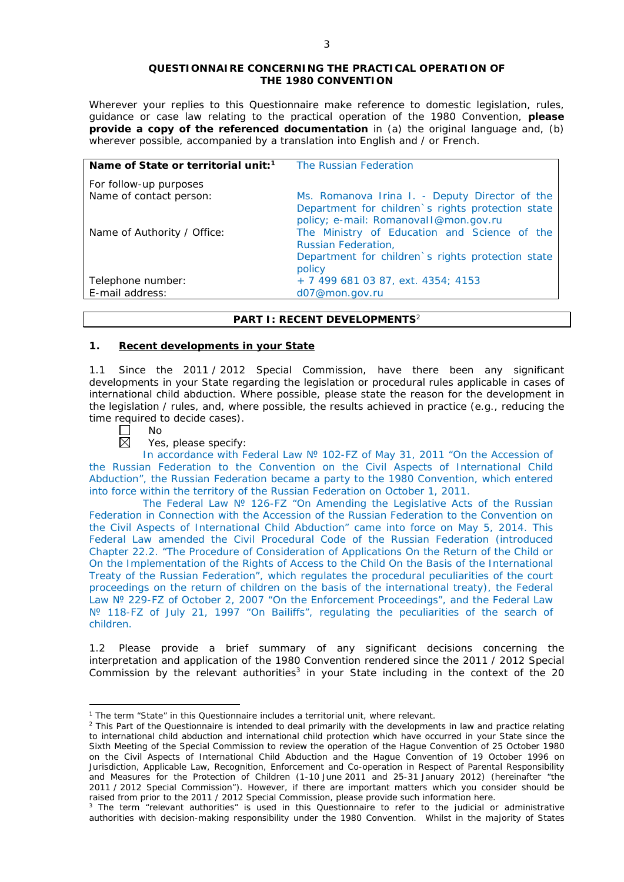**QUESTIONNAIRE CONCERNING THE PRACTICAL OPERATION OF THE 1980 CONVENTION**

Wherever your replies to this Questionnaire make reference to domestic legislation, rules, guidance or case law relating to the practical operation of the 1980 Convention, **please provide a copy of the referenced documentation** in (a) the original language and, (b) wherever possible, accompanied by a translation into English and / or French.

| **Name of State or territorial unit:**[1] | The Russian Federation |
|---|---|
| For follow-up purposes<br>Name of contact person: | Ms. Romanova Irina I. - Deputy Director of the Department for children`s rights protection state policy; e-mail: RomanovaII@mon.gov.ru |
| Name of Authority / Office: | The Ministry of Education and Science of the Russian Federation,<br>Department for children`s rights protection state policy |
| Telephone number: | + 7 499 681 03 87, ext. 4354; 4153 |
| E-mail address: | d07@mon.gov.ru |

## PART I: RECENT DEVELOPMENTS[2]

### 1. Recent developments in your State

1.1 Since the 2011 / 2012 Special Commission, have there been any significant developments in your State regarding the legislation or procedural rules applicable in cases of international child abduction. Where possible, please state the reason for the development in the legislation / rules, and, where possible, the results achieved in practice (e.g., reducing the time required to decide cases).

☐ No

☒ Yes, please specify:

In accordance with Federal Law № 102-FZ of May 31, 2011 "On the Accession of the Russian Federation to the Convention on the Civil Aspects of International Child Abduction", the Russian Federation became a party to the 1980 Convention, which entered into force within the territory of the Russian Federation on October 1, 2011.

The Federal Law № 126-FZ "On Amending the Legislative Acts of the Russian Federation in Connection with the Accession of the Russian Federation to the Convention on the Civil Aspects of International Child Abduction" came into force on May 5, 2014. This Federal Law amended the Civil Procedural Code of the Russian Federation (introduced Chapter 22.2. "The Procedure of Consideration of Applications On the Return of the Child or On the Implementation of the Rights of Access to the Child On the Basis of the International Treaty of the Russian Federation", which regulates the procedural peculiarities of the court proceedings on the return of children on the basis of the international treaty), the Federal Law № 229-FZ of October 2, 2007 "On the Enforcement Proceedings", and the Federal Law № 118-FZ of July 21, 1997 "On Bailiffs", regulating the peculiarities of the search of children.

1.2 Please provide a brief summary of any significant decisions concerning the interpretation and application of the 1980 Convention rendered since the 2011 / 2012 Special Commission by the relevant authorities[3] in your State including in the context of the 20

---

[1] The term "State" in this Questionnaire includes a territorial unit, where relevant.

[2] This Part of the Questionnaire is intended to deal primarily with the developments in law and practice relating to international child abduction and international child protection which have occurred in your State since the Sixth Meeting of the Special Commission to review the operation of the Hague Convention of 25 October 1980 on the Civil Aspects of International Child Abduction and the Hague Convention of 19 October 1996 on Jurisdiction, Applicable Law, Recognition, Enforcement and Co-operation in Respect of Parental Responsibility and Measures for the Protection of Children (1-10 June 2011 and 25-31 January 2012) (hereinafter "the 2011 / 2012 Special Commission"). However, if there are important matters which you consider should be raised from prior to the 2011 / 2012 Special Commission, please provide such information here.

[3] The term "relevant authorities" is used in this Questionnaire to refer to the judicial or administrative authorities with decision-making responsibility under the 1980 Convention. Whilst in the majority of States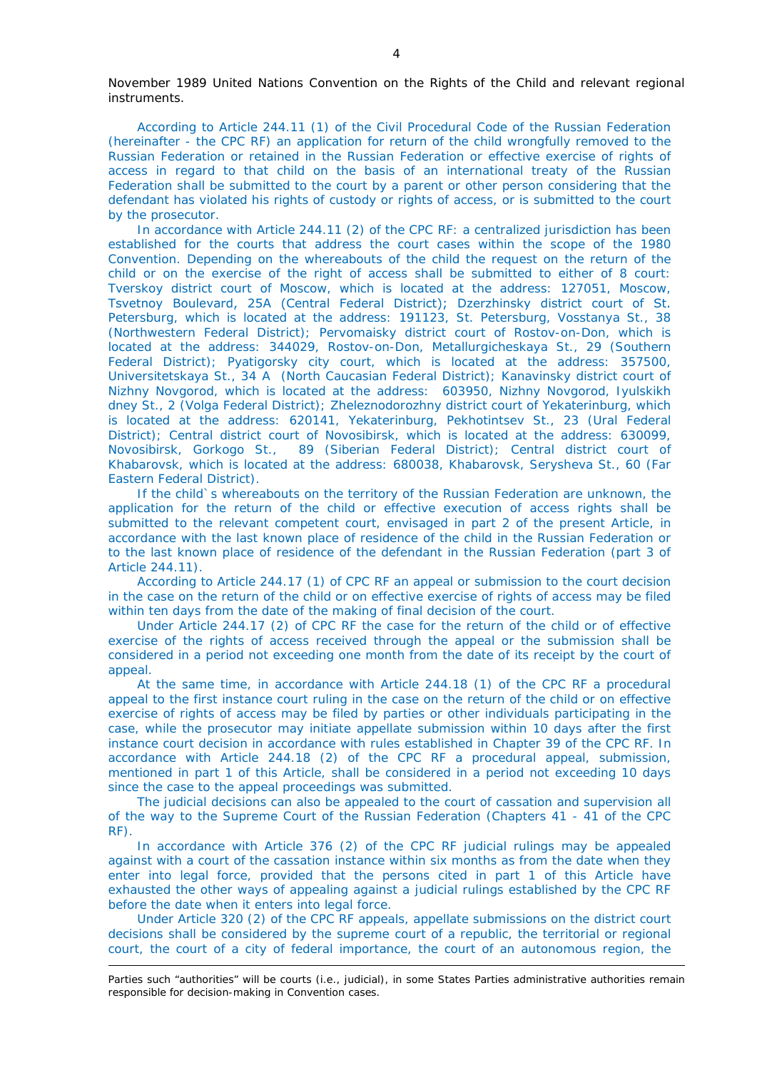November 1989 United Nations Convention on the Rights of the Child and relevant regional instruments.

According to Article 244.11 (1) of the Civil Procedural Code of the Russian Federation (hereinafter - the CPC RF) an application for return of the child wrongfully removed to the Russian Federation or retained in the Russian Federation or effective exercise of rights of access in regard to that child on the basis of an international treaty of the Russian Federation shall be submitted to the court by a parent or other person considering that the defendant has violated his rights of custody or rights of access, or is submitted to the court by the prosecutor.

In accordance with Article 244.11 (2) of the CPC RF: a centralized jurisdiction has been established for the courts that address the court cases within the scope of the 1980 Convention. Depending on the whereabouts of the child the request on the return of the child or on the exercise of the right of access shall be submitted to either of 8 court: Tverskoy district court of Moscow, which is located at the address: 127051, Moscow, Tsvetnoy Boulevard, 25A (Central Federal District); Dzerzhinsky district court of St. Petersburg, which is located at the address: 191123, St. Petersburg, Vosstanya St., 38 (Northwestern Federal District); Pervomaisky district court of Rostov-on-Don, which is located at the address: 344029, Rostov-on-Don, Metallurgicheskaya St., 29 (Southern Federal District); Pyatigorsky city court, which is located at the address: 357500, Universitetskaya St., 34 A (North Caucasian Federal District); Kanavinsky district court of Nizhny Novgorod, which is located at the address: 603950, Nizhny Novgorod, Iyulskikh dney St., 2 (Volga Federal District); Zheleznodorozhny district court of Yekaterinburg, which is located at the address: 620141, Yekaterinburg, Pekhotintsev St., 23 (Ural Federal District); Central district court of Novosibirsk, which is located at the address: 630099, Novosibirsk, Gorkogo St., 89 (Siberian Federal District); Central district court of Khabarovsk, which is located at the address: 680038, Khabarovsk, Serysheva St., 60 (Far Eastern Federal District).

If the child`s whereabouts on the territory of the Russian Federation are unknown, the application for the return of the child or effective execution of access rights shall be submitted to the relevant competent court, envisaged in part 2 of the present Article, in accordance with the last known place of residence of the child in the Russian Federation or to the last known place of residence of the defendant in the Russian Federation (part 3 of Article 244.11).

According to Article 244.17 (1) of CPC RF an appeal or submission to the court decision in the case on the return of the child or on effective exercise of rights of access may be filed within ten days from the date of the making of final decision of the court.

Under Article 244.17 (2) of CPC RF the case for the return of the child or of effective exercise of the rights of access received through the appeal or the submission shall be considered in a period not exceeding one month from the date of its receipt by the court of appeal.

At the same time, in accordance with Article 244.18 (1) of the CPC RF a procedural appeal to the first instance court ruling in the case on the return of the child or on effective exercise of rights of access may be filed by parties or other individuals participating in the case, while the prosecutor may initiate appellate submission within 10 days after the first instance court decision in accordance with rules established in Chapter 39 of the CPC RF. In accordance with Article 244.18 (2) of the CPC RF a procedural appeal, submission, mentioned in part 1 of this Article, shall be considered in a period not exceeding 10 days since the case to the appeal proceedings was submitted.

The judicial decisions can also be appealed to the court of cassation and supervision all of the way to the Supreme Court of the Russian Federation (Chapters 41 - 41 of the CPC RF).

In accordance with Article 376 (2) of the CPC RF judicial rulings may be appealed against with a court of the cassation instance within six months as from the date when they enter into legal force, provided that the persons cited in part 1 of this Article have exhausted the other ways of appealing against a judicial rulings established by the CPC RF before the date when it enters into legal force.

Under Article 320 (2) of the CPC RF appeals, appellate submissions on the district court decisions shall be considered by the supreme court of a republic, the territorial or regional court, the court of a city of federal importance, the court of an autonomous region, the

---

Parties such "authorities" will be courts (i.e., judicial), in some States Parties administrative authorities remain responsible for decision-making in Convention cases.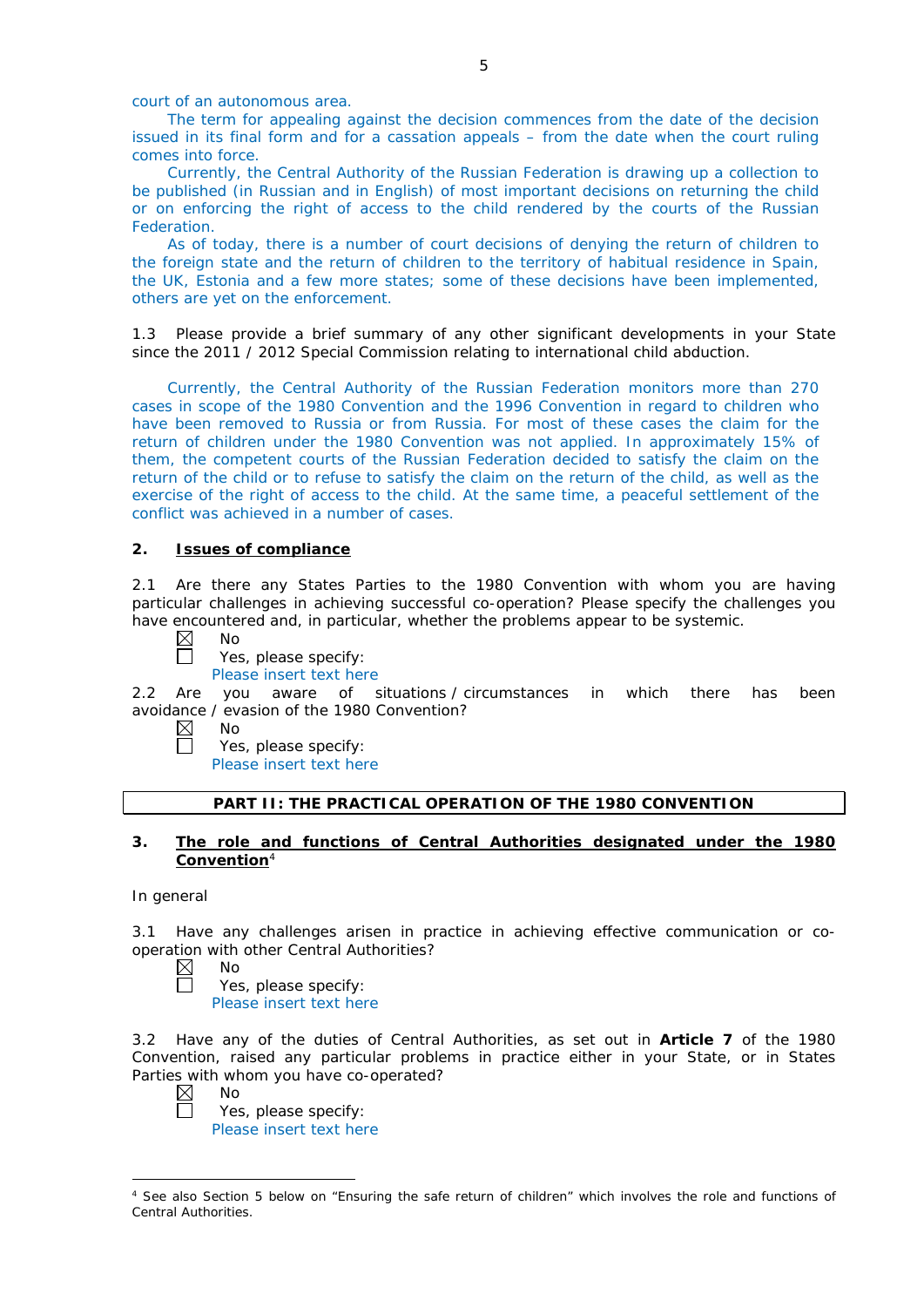court of an autonomous area.

The term for appealing against the decision commences from the date of the decision issued in its final form and for a cassation appeals – from the date when the court ruling comes into force.

Currently, the Central Authority of the Russian Federation is drawing up a collection to be published (in Russian and in English) of most important decisions on returning the child or on enforcing the right of access to the child rendered by the courts of the Russian Federation.

As of today, there is a number of court decisions of denying the return of children to the foreign state and the return of children to the territory of habitual residence in Spain, the UK, Estonia and a few more states; some of these decisions have been implemented, others are yet on the enforcement.

1.3 Please provide a brief summary of any other significant developments in your State since the 2011 / 2012 Special Commission relating to international child abduction.

Currently, the Central Authority of the Russian Federation monitors more than 270 cases in scope of the 1980 Convention and the 1996 Convention in regard to children who have been removed to Russia or from Russia. For most of these cases the claim for the return of children under the 1980 Convention was not applied. In approximately 15% of them, the competent courts of the Russian Federation decided to satisfy the claim on the return of the child or to refuse to satisfy the claim on the return of the child, as well as the exercise of the right of access to the child. At the same time, a peaceful settlement of the conflict was achieved in a number of cases.

## 2. Issues of compliance

2.1 Are there any States Parties to the 1980 Convention with whom you are having particular challenges in achieving successful co-operation? Please specify the challenges you have encountered and, in particular, whether the problems appear to be systemic.

☒ No
☐ Yes, please specify:
Please insert text here

2.2 Are you aware of situations / circumstances in which there has been avoidance / evasion of the 1980 Convention?

☒ No
☐ Yes, please specify:
Please insert text here

## PART II: THE PRACTICAL OPERATION OF THE 1980 CONVENTION

## 3. The role and functions of Central Authorities designated under the 1980 Convention[4]

In general

3.1 Have any challenges arisen in practice in achieving effective communication or co-operation with other Central Authorities?

☒ No
☐ Yes, please specify:
Please insert text here

3.2 Have any of the duties of Central Authorities, as set out in **Article 7** of the 1980 Convention, raised any particular problems in practice either in your State, or in States Parties with whom you have co-operated?

☒ No
☐ Yes, please specify:
Please insert text here

[4] See also Section 5 below on "Ensuring the safe return of children" which involves the role and functions of Central Authorities.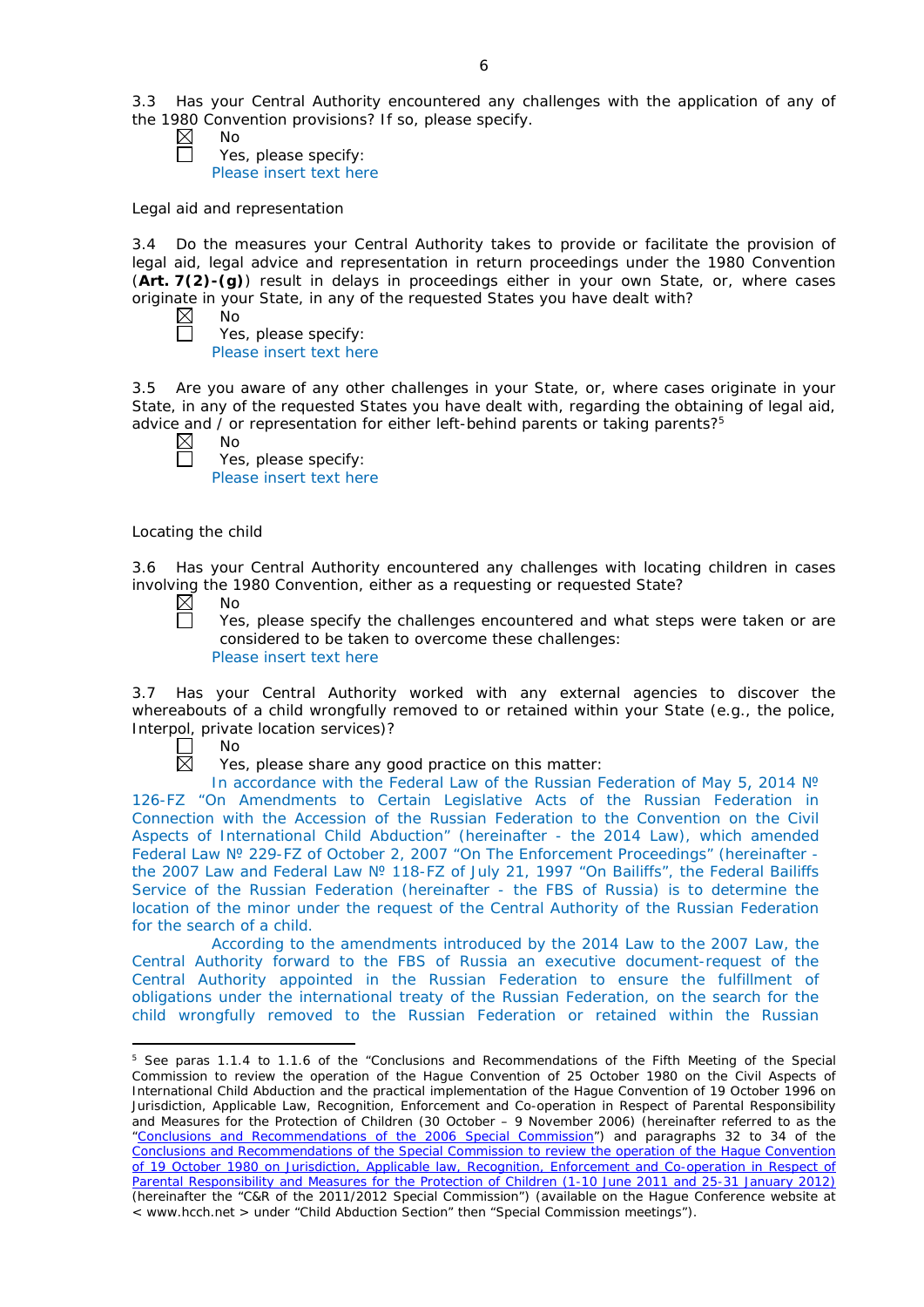3.3 Has your Central Authority encountered any challenges with the application of any of the 1980 Convention provisions? If so, please specify.

☒ No
☐ Yes, please specify:
Please insert text here

Legal aid and representation

3.4 Do the measures your Central Authority takes to provide or facilitate the provision of legal aid, legal advice and representation in return proceedings under the 1980 Convention (**Art. 7(2)-(g)**) result in delays in proceedings either in your own State, or, where cases originate in your State, in any of the requested States you have dealt with?

☒ No
☐ Yes, please specify:
Please insert text here

3.5 Are you aware of any other challenges in your State, or, where cases originate in your State, in any of the requested States you have dealt with, regarding the obtaining of legal aid, advice and / or representation for either left-behind parents or taking parents?[5]

☒ No
☐ Yes, please specify:
Please insert text here

Locating the child

3.6 Has your Central Authority encountered any challenges with locating children in cases involving the 1980 Convention, either as a requesting or requested State?

☒ No
☐ Yes, please specify the challenges encountered and what steps were taken or are considered to be taken to overcome these challenges:
Please insert text here

3.7 Has your Central Authority worked with any external agencies to discover the whereabouts of a child wrongfully removed to or retained within your State (e.g., the police, Interpol, private location services)?

☐ No
☒ Yes, please share any good practice on this matter:

In accordance with the Federal Law of the Russian Federation of May 5, 2014 № 126-FZ "On Amendments to Certain Legislative Acts of the Russian Federation in Connection with the Accession of the Russian Federation to the Convention on the Civil Aspects of International Child Abduction" (hereinafter - the 2014 Law), which amended Federal Law № 229-FZ of October 2, 2007 "On The Enforcement Proceedings" (hereinafter - the 2007 Law and Federal Law № 118-FZ of July 21, 1997 "On Bailiffs", the Federal Bailiffs Service of the Russian Federation (hereinafter - the FBS of Russia) is to determine the location of the minor under the request of the Central Authority of the Russian Federation for the search of a child.

According to the amendments introduced by the 2014 Law to the 2007 Law, the Central Authority forward to the FBS of Russia an executive document-request of the Central Authority appointed in the Russian Federation to ensure the fulfillment of obligations under the international treaty of the Russian Federation, on the search for the child wrongfully removed to the Russian Federation or retained within the Russian

---

[5] See paras 1.1.4 to 1.1.6 of the "Conclusions and Recommendations of the Fifth Meeting of the Special Commission to review the operation of the Hague Convention of 25 October 1980 on the Civil Aspects of International Child Abduction and the practical implementation of the Hague Convention of 19 October 1996 on Jurisdiction, Applicable Law, Recognition, Enforcement and Co-operation in Respect of Parental Responsibility and Measures for the Protection of Children (30 October – 9 November 2006) (hereinafter referred to as the "Conclusions and Recommendations of the 2006 Special Commission") and paragraphs 32 to 34 of the Conclusions and Recommendations of the Special Commission to review the operation of the Hague Convention of 19 October 1980 on Jurisdiction, Applicable law, Recognition, Enforcement and Co-operation in Respect of Parental Responsibility and Measures for the Protection of Children (1-10 June 2011 and 25-31 January 2012) (hereinafter the "C&R of the 2011/2012 Special Commission") (available on the Hague Conference website at < www.hcch.net > under "Child Abduction Section" then "Special Commission meetings").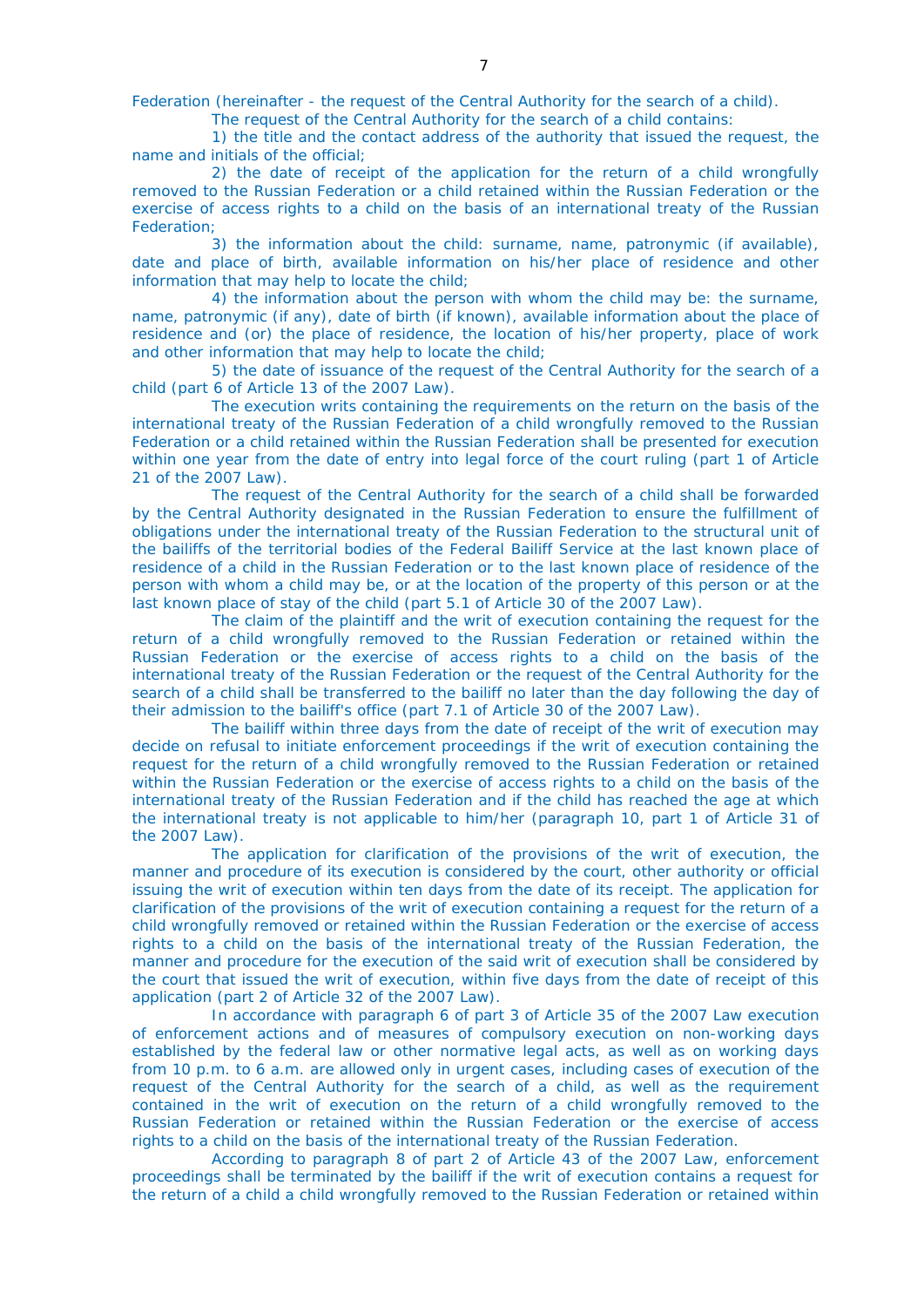Federation (hereinafter - the request of the Central Authority for the search of a child).

The request of the Central Authority for the search of a child contains:

1) the title and the contact address of the authority that issued the request, the name and initials of the official;

2) the date of receipt of the application for the return of a child wrongfully removed to the Russian Federation or a child retained within the Russian Federation or the exercise of access rights to a child on the basis of an international treaty of the Russian Federation;

3) the information about the child: surname, name, patronymic (if available), date and place of birth, available information on his/her place of residence and other information that may help to locate the child;

4) the information about the person with whom the child may be: the surname, name, patronymic (if any), date of birth (if known), available information about the place of residence and (or) the place of residence, the location of his/her property, place of work and other information that may help to locate the child;

5) the date of issuance of the request of the Central Authority for the search of a child (part 6 of Article 13 of the 2007 Law).

The execution writs containing the requirements on the return on the basis of the international treaty of the Russian Federation of a child wrongfully removed to the Russian Federation or a child retained within the Russian Federation shall be presented for execution within one year from the date of entry into legal force of the court ruling (part 1 of Article 21 of the 2007 Law).

The request of the Central Authority for the search of a child shall be forwarded by the Central Authority designated in the Russian Federation to ensure the fulfillment of obligations under the international treaty of the Russian Federation to the structural unit of the bailiffs of the territorial bodies of the Federal Bailiff Service at the last known place of residence of a child in the Russian Federation or to the last known place of residence of the person with whom a child may be, or at the location of the property of this person or at the last known place of stay of the child (part 5.1 of Article 30 of the 2007 Law).

The claim of the plaintiff and the writ of execution containing the request for the return of a child wrongfully removed to the Russian Federation or retained within the Russian Federation or the exercise of access rights to a child on the basis of the international treaty of the Russian Federation or the request of the Central Authority for the search of a child shall be transferred to the bailiff no later than the day following the day of their admission to the bailiff's office (part 7.1 of Article 30 of the 2007 Law).

The bailiff within three days from the date of receipt of the writ of execution may decide on refusal to initiate enforcement proceedings if the writ of execution containing the request for the return of a child wrongfully removed to the Russian Federation or retained within the Russian Federation or the exercise of access rights to a child on the basis of the international treaty of the Russian Federation and if the child has reached the age at which the international treaty is not applicable to him/her (paragraph 10, part 1 of Article 31 of the 2007 Law).

The application for clarification of the provisions of the writ of execution, the manner and procedure of its execution is considered by the court, other authority or official issuing the writ of execution within ten days from the date of its receipt. The application for clarification of the provisions of the writ of execution containing a request for the return of a child wrongfully removed or retained within the Russian Federation or the exercise of access rights to a child on the basis of the international treaty of the Russian Federation, the manner and procedure for the execution of the said writ of execution shall be considered by the court that issued the writ of execution, within five days from the date of receipt of this application (part 2 of Article 32 of the 2007 Law).

In accordance with paragraph 6 of part 3 of Article 35 of the 2007 Law execution of enforcement actions and of measures of compulsory execution on non-working days established by the federal law or other normative legal acts, as well as on working days from 10 p.m. to 6 a.m. are allowed only in urgent cases, including cases of execution of the request of the Central Authority for the search of a child, as well as the requirement contained in the writ of execution on the return of a child wrongfully removed to the Russian Federation or retained within the Russian Federation or the exercise of access rights to a child on the basis of the international treaty of the Russian Federation.

According to paragraph 8 of part 2 of Article 43 of the 2007 Law, enforcement proceedings shall be terminated by the bailiff if the writ of execution contains a request for the return of a child a child wrongfully removed to the Russian Federation or retained within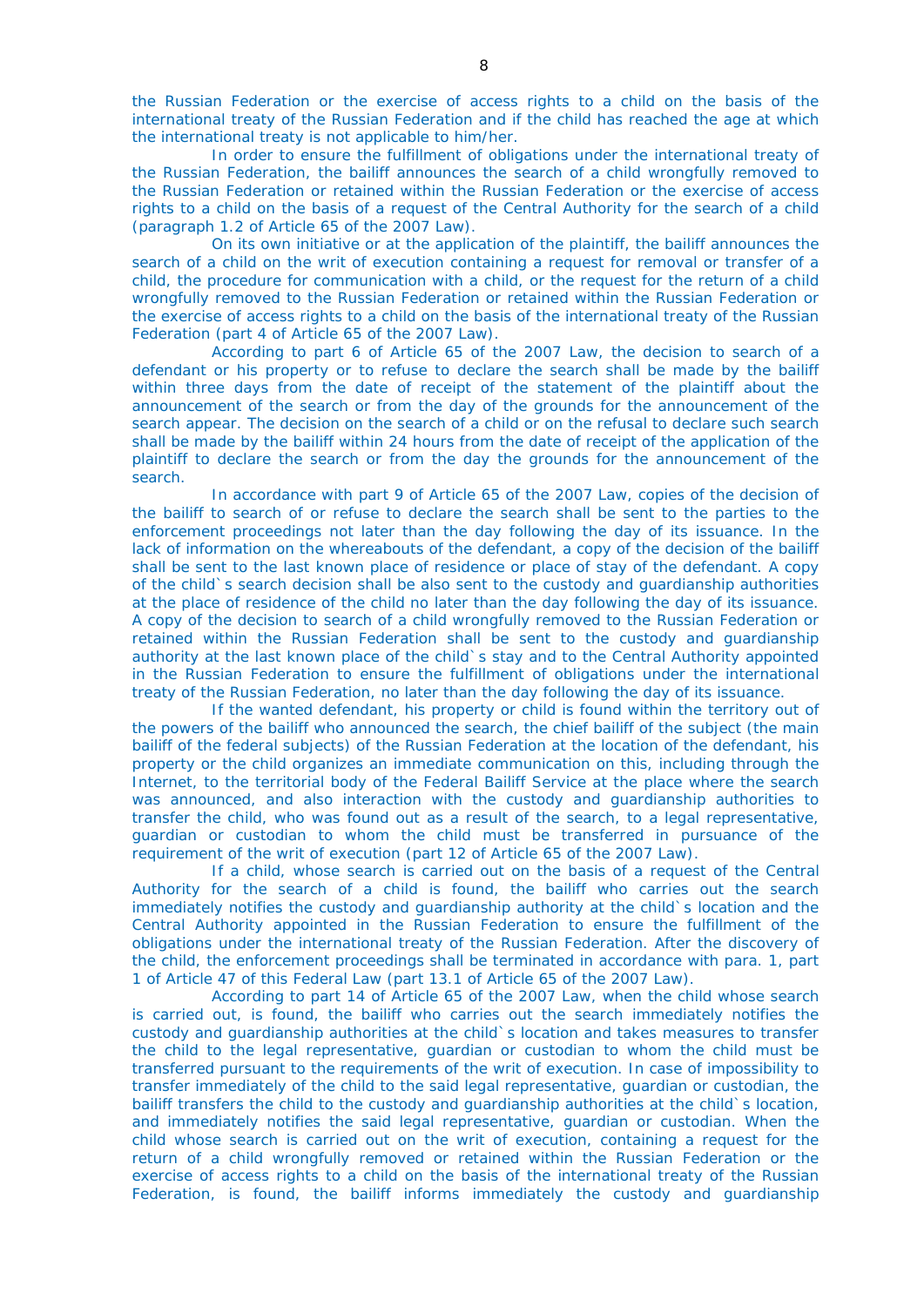the Russian Federation or the exercise of access rights to a child on the basis of the international treaty of the Russian Federation and if the child has reached the age at which the international treaty is not applicable to him/her.

In order to ensure the fulfillment of obligations under the international treaty of the Russian Federation, the bailiff announces the search of a child wrongfully removed to the Russian Federation or retained within the Russian Federation or the exercise of access rights to a child on the basis of a request of the Central Authority for the search of a child (paragraph 1.2 of Article 65 of the 2007 Law).

On its own initiative or at the application of the plaintiff, the bailiff announces the search of a child on the writ of execution containing a request for removal or transfer of a child, the procedure for communication with a child, or the request for the return of a child wrongfully removed to the Russian Federation or retained within the Russian Federation or the exercise of access rights to a child on the basis of the international treaty of the Russian Federation (part 4 of Article 65 of the 2007 Law).

According to part 6 of Article 65 of the 2007 Law, the decision to search of a defendant or his property or to refuse to declare the search shall be made by the bailiff within three days from the date of receipt of the statement of the plaintiff about the announcement of the search or from the day of the grounds for the announcement of the search appear. The decision on the search of a child or on the refusal to declare such search shall be made by the bailiff within 24 hours from the date of receipt of the application of the plaintiff to declare the search or from the day the grounds for the announcement of the search.

In accordance with part 9 of Article 65 of the 2007 Law, copies of the decision of the bailiff to search of or refuse to declare the search shall be sent to the parties to the enforcement proceedings not later than the day following the day of its issuance. In the lack of information on the whereabouts of the defendant, a copy of the decision of the bailiff shall be sent to the last known place of residence or place of stay of the defendant. A copy of the child`s search decision shall be also sent to the custody and guardianship authorities at the place of residence of the child no later than the day following the day of its issuance. A copy of the decision to search of a child wrongfully removed to the Russian Federation or retained within the Russian Federation shall be sent to the custody and guardianship authority at the last known place of the child`s stay and to the Central Authority appointed in the Russian Federation to ensure the fulfillment of obligations under the international treaty of the Russian Federation, no later than the day following the day of its issuance.

If the wanted defendant, his property or child is found within the territory out of the powers of the bailiff who announced the search, the chief bailiff of the subject (the main bailiff of the federal subjects) of the Russian Federation at the location of the defendant, his property or the child organizes an immediate communication on this, including through the Internet, to the territorial body of the Federal Bailiff Service at the place where the search was announced, and also interaction with the custody and guardianship authorities to transfer the child, who was found out as a result of the search, to a legal representative, guardian or custodian to whom the child must be transferred in pursuance of the requirement of the writ of execution (part 12 of Article 65 of the 2007 Law).

If a child, whose search is carried out on the basis of a request of the Central Authority for the search of a child is found, the bailiff who carries out the search immediately notifies the custody and guardianship authority at the child`s location and the Central Authority appointed in the Russian Federation to ensure the fulfillment of the obligations under the international treaty of the Russian Federation. After the discovery of the child, the enforcement proceedings shall be terminated in accordance with para. 1, part 1 of Article 47 of this Federal Law (part 13.1 of Article 65 of the 2007 Law).

According to part 14 of Article 65 of the 2007 Law, when the child whose search is carried out, is found, the bailiff who carries out the search immediately notifies the custody and guardianship authorities at the child`s location and takes measures to transfer the child to the legal representative, guardian or custodian to whom the child must be transferred pursuant to the requirements of the writ of execution. In case of impossibility to transfer immediately of the child to the said legal representative, guardian or custodian, the bailiff transfers the child to the custody and guardianship authorities at the child`s location, and immediately notifies the said legal representative, guardian or custodian. When the child whose search is carried out on the writ of execution, containing a request for the return of a child wrongfully removed or retained within the Russian Federation or the exercise of access rights to a child on the basis of the international treaty of the Russian Federation, is found, the bailiff informs immediately the custody and guardianship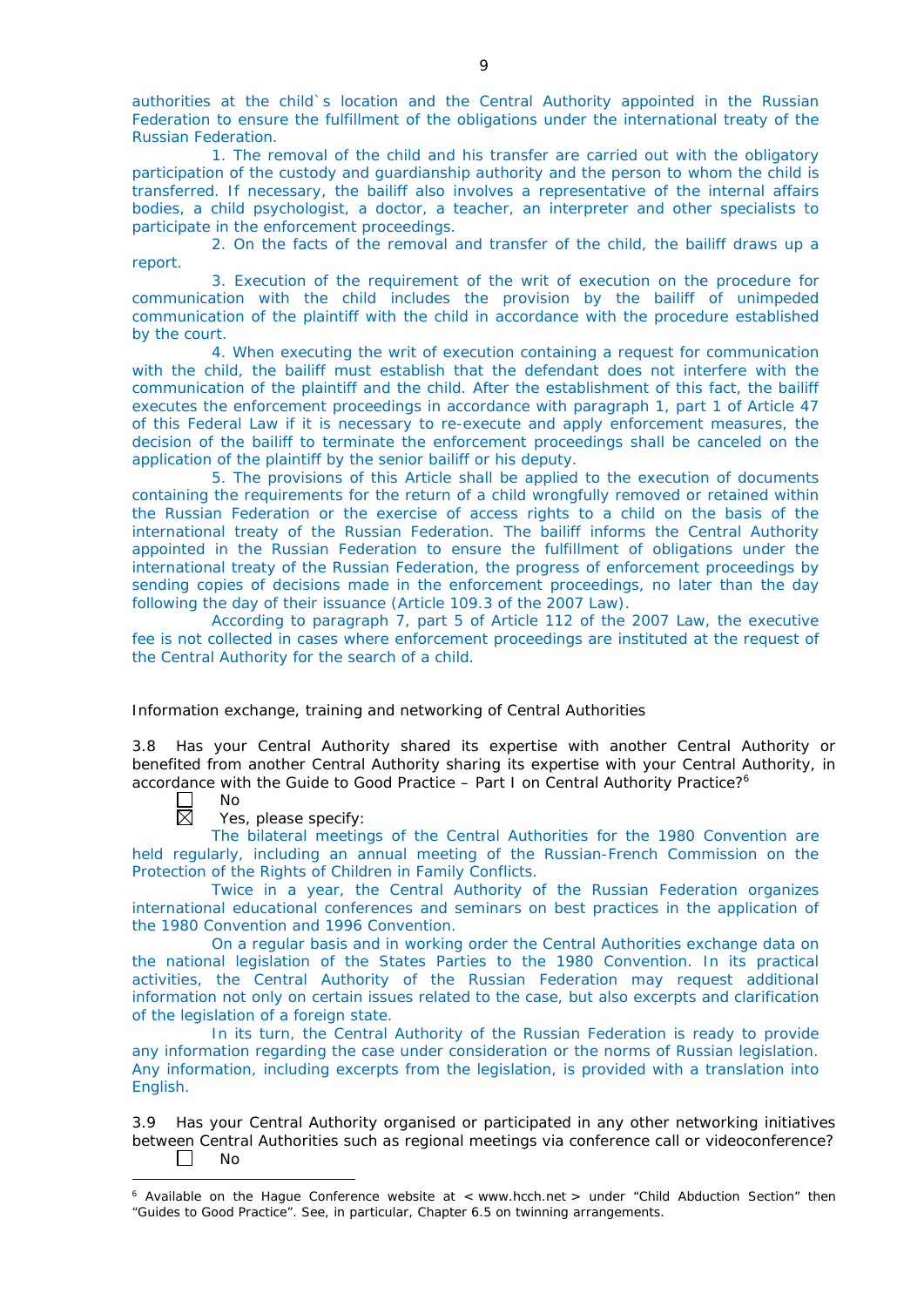authorities at the child`s location and the Central Authority appointed in the Russian Federation to ensure the fulfillment of the obligations under the international treaty of the Russian Federation.

1. The removal of the child and his transfer are carried out with the obligatory participation of the custody and guardianship authority and the person to whom the child is transferred. If necessary, the bailiff also involves a representative of the internal affairs bodies, a child psychologist, a doctor, a teacher, an interpreter and other specialists to participate in the enforcement proceedings.

2. On the facts of the removal and transfer of the child, the bailiff draws up a report.

3. Execution of the requirement of the writ of execution on the procedure for communication with the child includes the provision by the bailiff of unimpeded communication of the plaintiff with the child in accordance with the procedure established by the court.

4. When executing the writ of execution containing a request for communication with the child, the bailiff must establish that the defendant does not interfere with the communication of the plaintiff and the child. After the establishment of this fact, the bailiff executes the enforcement proceedings in accordance with paragraph 1, part 1 of Article 47 of this Federal Law if it is necessary to re-execute and apply enforcement measures, the decision of the bailiff to terminate the enforcement proceedings shall be canceled on the application of the plaintiff by the senior bailiff or his deputy.

5. The provisions of this Article shall be applied to the execution of documents containing the requirements for the return of a child wrongfully removed or retained within the Russian Federation or the exercise of access rights to a child on the basis of the international treaty of the Russian Federation. The bailiff informs the Central Authority appointed in the Russian Federation to ensure the fulfillment of obligations under the international treaty of the Russian Federation, the progress of enforcement proceedings by sending copies of decisions made in the enforcement proceedings, no later than the day following the day of their issuance (Article 109.3 of the 2007 Law).

According to paragraph 7, part 5 of Article 112 of the 2007 Law, the executive fee is not collected in cases where enforcement proceedings are instituted at the request of the Central Authority for the search of a child.

Information exchange, training and networking of Central Authorities

3.8 Has your Central Authority shared its expertise with another Central Authority or benefited from another Central Authority sharing its expertise with your Central Authority, in accordance with the Guide to Good Practice – Part I on Central Authority Practice?[6]

☐ No

☒ Yes, please specify:

The bilateral meetings of the Central Authorities for the 1980 Convention are held regularly, including an annual meeting of the Russian-French Commission on the Protection of the Rights of Children in Family Conflicts.

Twice in a year, the Central Authority of the Russian Federation organizes international educational conferences and seminars on best practices in the application of the 1980 Convention and 1996 Convention.

On a regular basis and in working order the Central Authorities exchange data on the national legislation of the States Parties to the 1980 Convention. In its practical activities, the Central Authority of the Russian Federation may request additional information not only on certain issues related to the case, but also excerpts and clarification of the legislation of a foreign state.

In its turn, the Central Authority of the Russian Federation is ready to provide any information regarding the case under consideration or the norms of Russian legislation. Any information, including excerpts from the legislation, is provided with a translation into English.

3.9 Has your Central Authority organised or participated in any other networking initiatives between Central Authorities such as regional meetings via conference call or videoconference?

☐ No

[6] Available on the Hague Conference website at < www.hcch.net > under "Child Abduction Section" then "Guides to Good Practice". See, in particular, Chapter 6.5 on twinning arrangements.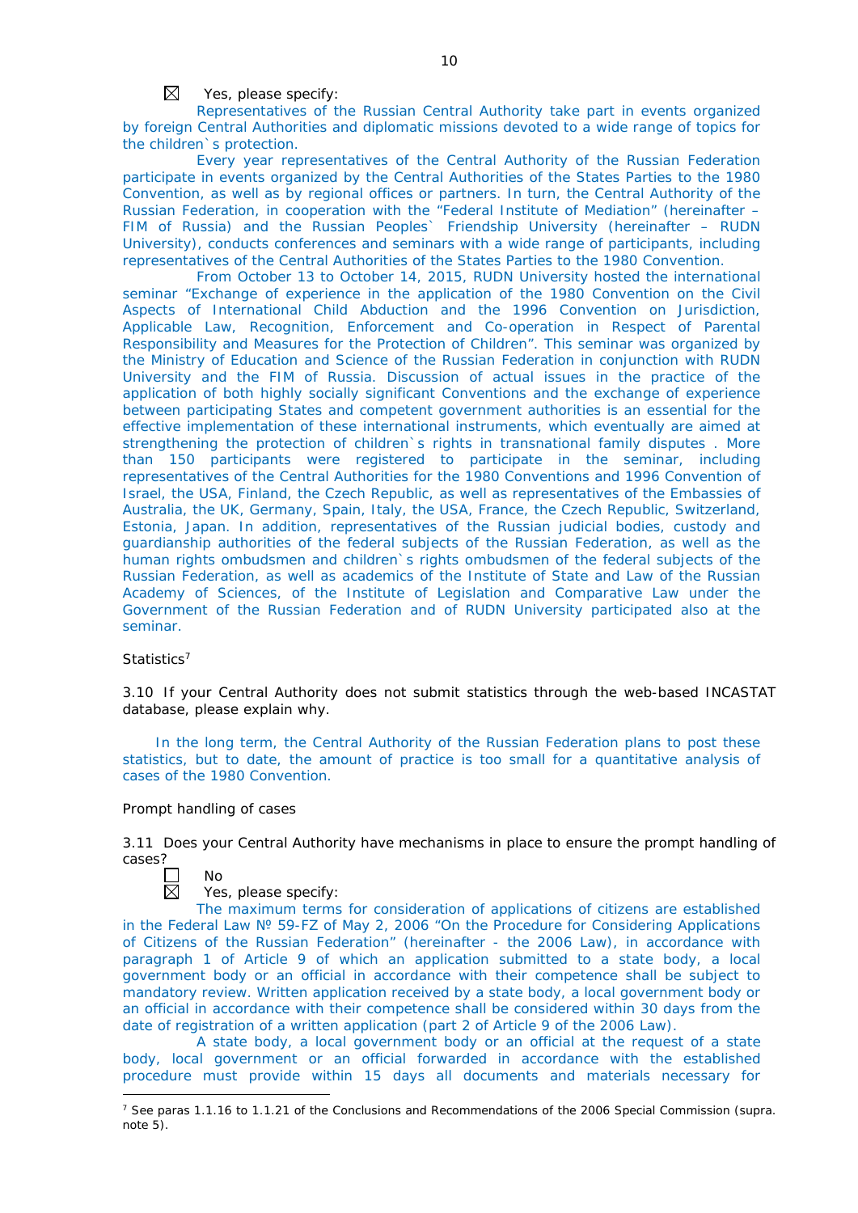☒ Yes, please specify:

Representatives of the Russian Central Authority take part in events organized by foreign Central Authorities and diplomatic missions devoted to a wide range of topics for the children`s protection.

Every year representatives of the Central Authority of the Russian Federation participate in events organized by the Central Authorities of the States Parties to the 1980 Convention, as well as by regional offices or partners. In turn, the Central Authority of the Russian Federation, in cooperation with the "Federal Institute of Mediation" (hereinafter – FIM of Russia) and the Russian Peoples` Friendship University (hereinafter – RUDN University), conducts conferences and seminars with a wide range of participants, including representatives of the Central Authorities of the States Parties to the 1980 Convention.

From October 13 to October 14, 2015, RUDN University hosted the international seminar "Exchange of experience in the application of the 1980 Convention on the Civil Aspects of International Child Abduction and the 1996 Convention on Jurisdiction, Applicable Law, Recognition, Enforcement and Co-operation in Respect of Parental Responsibility and Measures for the Protection of Children". This seminar was organized by the Ministry of Education and Science of the Russian Federation in conjunction with RUDN University and the FIM of Russia. Discussion of actual issues in the practice of the application of both highly socially significant Conventions and the exchange of experience between participating States and competent government authorities is an essential for the effective implementation of these international instruments, which eventually are aimed at strengthening the protection of children`s rights in transnational family disputes . More than 150 participants were registered to participate in the seminar, including representatives of the Central Authorities for the 1980 Conventions and 1996 Convention of Israel, the USA, Finland, the Czech Republic, as well as representatives of the Embassies of Australia, the UK, Germany, Spain, Italy, the USA, France, the Czech Republic, Switzerland, Estonia, Japan. In addition, representatives of the Russian judicial bodies, custody and guardianship authorities of the federal subjects of the Russian Federation, as well as the human rights ombudsmen and children`s rights ombudsmen of the federal subjects of the Russian Federation, as well as academics of the Institute of State and Law of the Russian Academy of Sciences, of the Institute of Legislation and Comparative Law under the Government of the Russian Federation and of RUDN University participated also at the seminar.

Statistics[7]

3.10 If your Central Authority does not submit statistics through the web-based INCASTAT database, please explain why.

In the long term, the Central Authority of the Russian Federation plans to post these statistics, but to date, the amount of practice is too small for a quantitative analysis of cases of the 1980 Convention.

Prompt handling of cases

3.11 Does your Central Authority have mechanisms in place to ensure the prompt handling of cases?

☐ No

☒ Yes, please specify:

The maximum terms for consideration of applications of citizens are established in the Federal Law № 59-FZ of May 2, 2006 "On the Procedure for Considering Applications of Citizens of the Russian Federation" (hereinafter - the 2006 Law), in accordance with paragraph 1 of Article 9 of which an application submitted to a state body, a local government body or an official in accordance with their competence shall be subject to mandatory review. Written application received by a state body, a local government body or an official in accordance with their competence shall be considered within 30 days from the date of registration of a written application (part 2 of Article 9 of the 2006 Law).

A state body, a local government body or an official at the request of a state body, local government or an official forwarded in accordance with the established procedure must provide within 15 days all documents and materials necessary for

---

[7] See paras 1.1.16 to 1.1.21 of the Conclusions and Recommendations of the 2006 Special Commission (supra. note 5).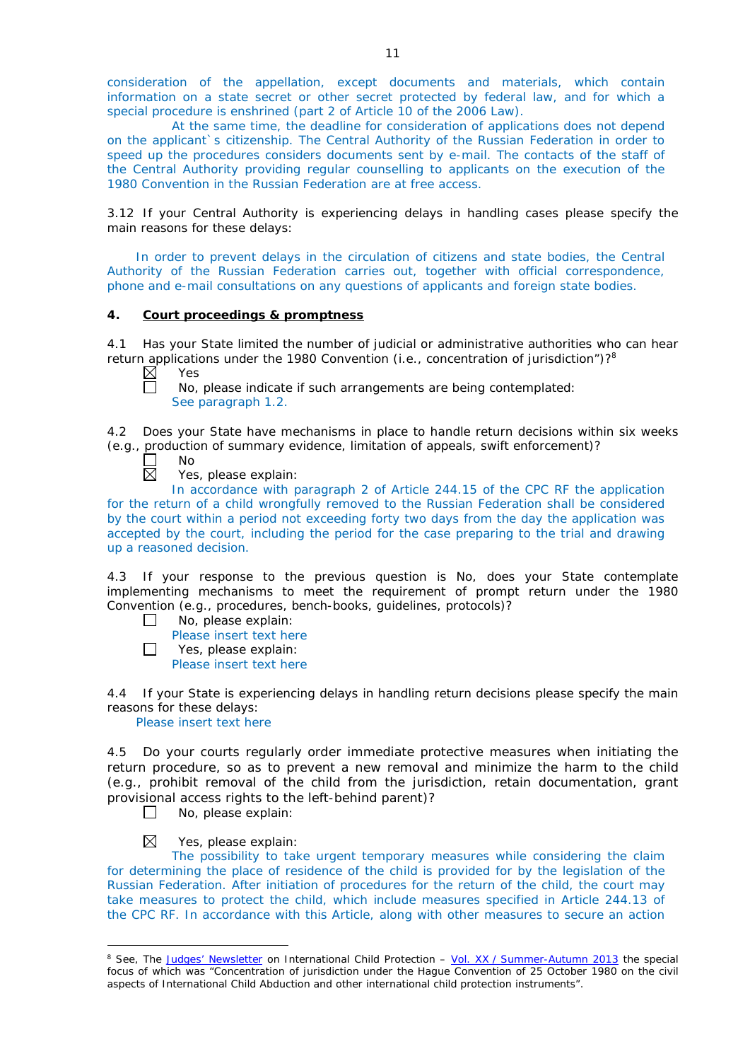consideration of the appellation, except documents and materials, which contain information on a state secret or other secret protected by federal law, and for which a special procedure is enshrined (part 2 of Article 10 of the 2006 Law).

At the same time, the deadline for consideration of applications does not depend on the applicant`s citizenship. The Central Authority of the Russian Federation in order to speed up the procedures considers documents sent by e-mail. The contacts of the staff of the Central Authority providing regular counselling to applicants on the execution of the 1980 Convention in the Russian Federation are at free access.

3.12 If your Central Authority is experiencing delays in handling cases please specify the main reasons for these delays:

In order to prevent delays in the circulation of citizens and state bodies, the Central Authority of the Russian Federation carries out, together with official correspondence, phone and e-mail consultations on any questions of applicants and foreign state bodies.

## 4. Court proceedings & promptness

4.1 Has your State limited the number of judicial or administrative authorities who can hear return applications under the 1980 Convention (i.e., concentration of jurisdiction")?[8]

☒ Yes

☐ No, please indicate if such arrangements are being contemplated:
See paragraph 1.2.

4.2 Does your State have mechanisms in place to handle return decisions within six weeks (e.g., production of summary evidence, limitation of appeals, swift enforcement)?

☐ No

☒ Yes, please explain:
In accordance with paragraph 2 of Article 244.15 of the CPC RF the application for the return of a child wrongfully removed to the Russian Federation shall be considered by the court within a period not exceeding forty two days from the day the application was accepted by the court, including the period for the case preparing to the trial and drawing up a reasoned decision.

4.3 If your response to the previous question is No, does your State contemplate implementing mechanisms to meet the requirement of prompt return under the 1980 Convention (e.g., procedures, bench-books, guidelines, protocols)?

☐ No, please explain:
Please insert text here

☐ Yes, please explain:
Please insert text here

4.4 If your State is experiencing delays in handling return decisions please specify the main reasons for these delays:
Please insert text here

4.5 Do your courts regularly order immediate protective measures when initiating the return procedure, so as to prevent a new removal and minimize the harm to the child (e.g., prohibit removal of the child from the jurisdiction, retain documentation, grant provisional access rights to the left-behind parent)?

☐ No, please explain:

☒ Yes, please explain:
The possibility to take urgent temporary measures while considering the claim for determining the place of residence of the child is provided for by the legislation of the Russian Federation. After initiation of procedures for the return of the child, the court may take measures to protect the child, which include measures specified in Article 244.13 of the CPC RF. In accordance with this Article, along with other measures to secure an action

---

[8] See, The Judges' Newsletter on International Child Protection – Vol. XX / Summer-Autumn 2013 the special focus of which was "Concentration of jurisdiction under the Hague Convention of 25 October 1980 on the civil aspects of International Child Abduction and other international child protection instruments".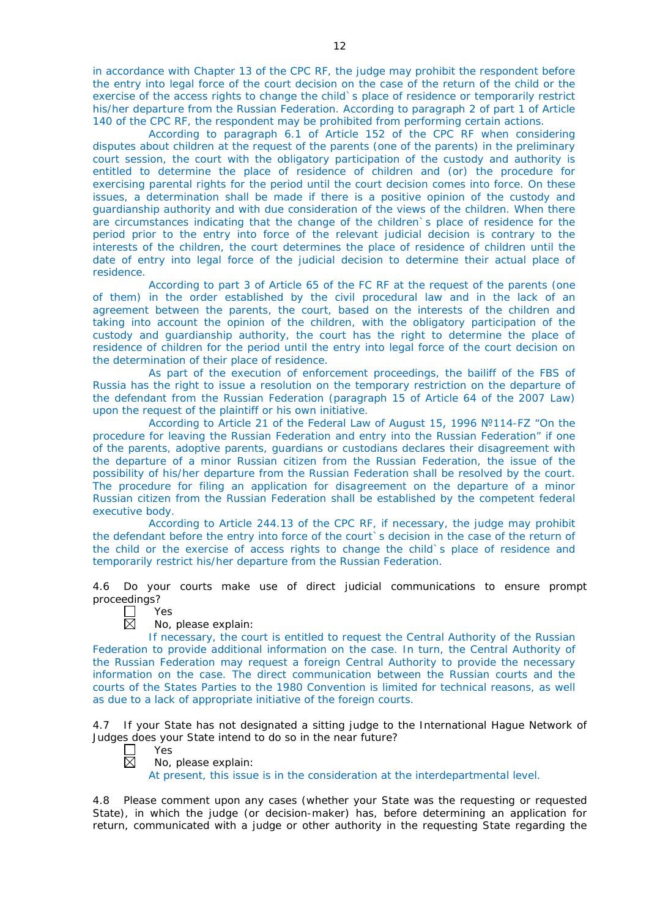in accordance with Chapter 13 of the CPC RF, the judge may prohibit the respondent before the entry into legal force of the court decision on the case of the return of the child or the exercise of the access rights to change the child`s place of residence or temporarily restrict his/her departure from the Russian Federation. According to paragraph 2 of part 1 of Article 140 of the CPC RF, the respondent may be prohibited from performing certain actions.

According to paragraph 6.1 of Article 152 of the CPC RF when considering disputes about children at the request of the parents (one of the parents) in the preliminary court session, the court with the obligatory participation of the custody and authority is entitled to determine the place of residence of children and (or) the procedure for exercising parental rights for the period until the court decision comes into force. On these issues, a determination shall be made if there is a positive opinion of the custody and guardianship authority and with due consideration of the views of the children. When there are circumstances indicating that the change of the children`s place of residence for the period prior to the entry into force of the relevant judicial decision is contrary to the interests of the children, the court determines the place of residence of children until the date of entry into legal force of the judicial decision to determine their actual place of residence.

According to part 3 of Article 65 of the FC RF at the request of the parents (one of them) in the order established by the civil procedural law and in the lack of an agreement between the parents, the court, based on the interests of the children and taking into account the opinion of the children, with the obligatory participation of the custody and guardianship authority, the court has the right to determine the place of residence of children for the period until the entry into legal force of the court decision on the determination of their place of residence.

As part of the execution of enforcement proceedings, the bailiff of the FBS of Russia has the right to issue a resolution on the temporary restriction on the departure of the defendant from the Russian Federation (paragraph 15 of Article 64 of the 2007 Law) upon the request of the plaintiff or his own initiative.

According to Article 21 of the Federal Law of August 15, 1996 №114-FZ "On the procedure for leaving the Russian Federation and entry into the Russian Federation" if one of the parents, adoptive parents, guardians or custodians declares their disagreement with the departure of a minor Russian citizen from the Russian Federation, the issue of the possibility of his/her departure from the Russian Federation shall be resolved by the court. The procedure for filing an application for disagreement on the departure of a minor Russian citizen from the Russian Federation shall be established by the competent federal executive body.

According to Article 244.13 of the CPC RF, if necessary, the judge may prohibit the defendant before the entry into force of the court`s decision in the case of the return of the child or the exercise of access rights to change the child`s place of residence and temporarily restrict his/her departure from the Russian Federation.

4.6 Do your courts make use of direct judicial communications to ensure prompt proceedings?

☐ Yes
☒ No, please explain:

If necessary, the court is entitled to request the Central Authority of the Russian Federation to provide additional information on the case. In turn, the Central Authority of the Russian Federation may request a foreign Central Authority to provide the necessary information on the case. The direct communication between the Russian courts and the courts of the States Parties to the 1980 Convention is limited for technical reasons, as well as due to a lack of appropriate initiative of the foreign courts.

4.7 If your State has not designated a sitting judge to the International Hague Network of Judges does your State intend to do so in the near future?

☐ Yes
☒ No, please explain:

At present, this issue is in the consideration at the interdepartmental level.

4.8 Please comment upon any cases (whether your State was the requesting or requested State), in which the judge (or decision-maker) has, before determining an application for return, communicated with a judge or other authority in the requesting State regarding the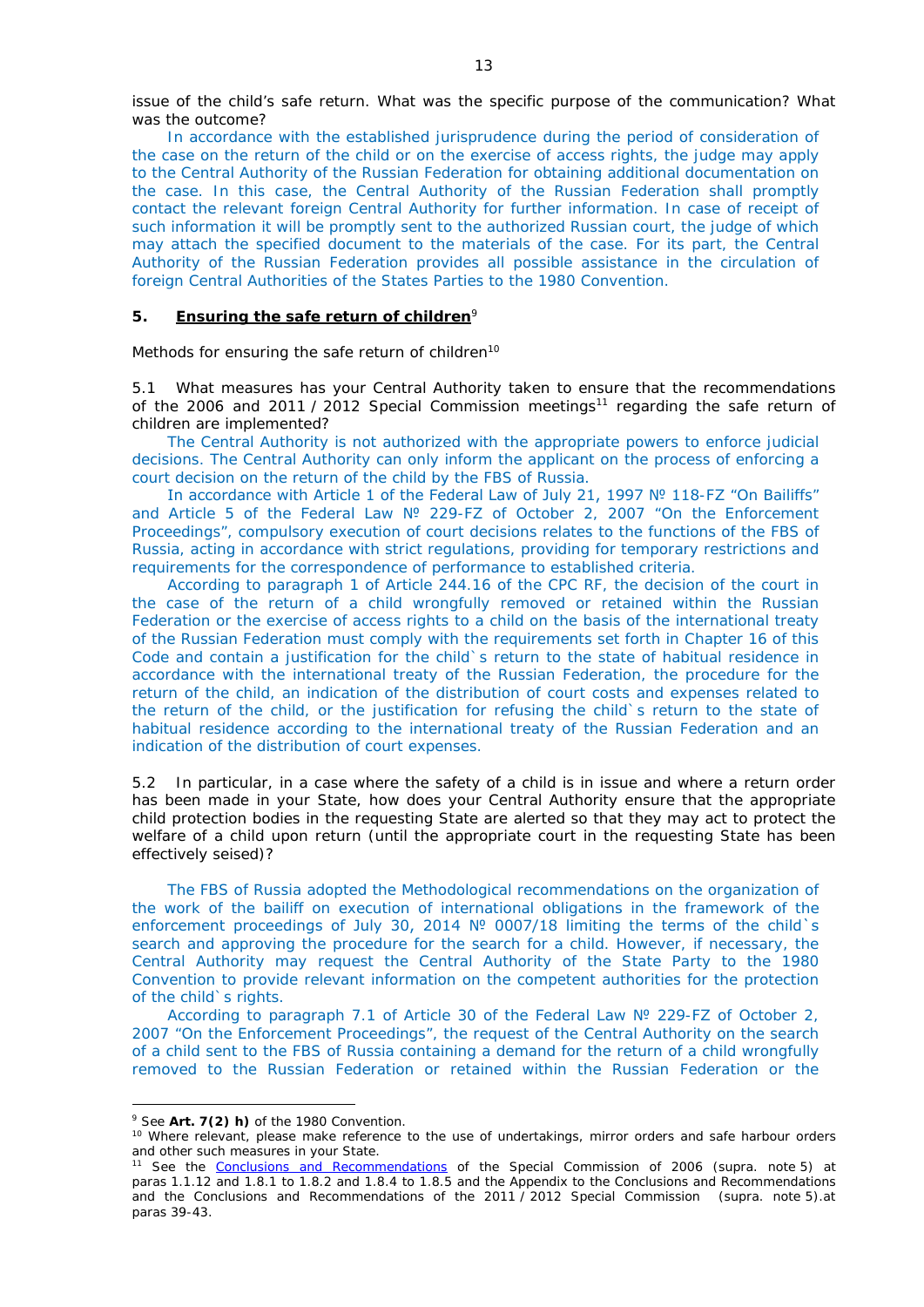issue of the child's safe return. What was the specific purpose of the communication? What was the outcome?

In accordance with the established jurisprudence during the period of consideration of the case on the return of the child or on the exercise of access rights, the judge may apply to the Central Authority of the Russian Federation for obtaining additional documentation on the case. In this case, the Central Authority of the Russian Federation shall promptly contact the relevant foreign Central Authority for further information. In case of receipt of such information it will be promptly sent to the authorized Russian court, the judge of which may attach the specified document to the materials of the case. For its part, the Central Authority of the Russian Federation provides all possible assistance in the circulation of foreign Central Authorities of the States Parties to the 1980 Convention.

## 5. **Ensuring the safe return of children**[9]

Methods for ensuring the safe return of children[10]

5.1 What measures has your Central Authority taken to ensure that the recommendations of the 2006 and 2011 / 2012 Special Commission meetings[11] regarding the safe return of children are implemented?

The Central Authority is not authorized with the appropriate powers to enforce judicial decisions. The Central Authority can only inform the applicant on the process of enforcing a court decision on the return of the child by the FBS of Russia.

In accordance with Article 1 of the Federal Law of July 21, 1997 № 118-FZ "On Bailiffs" and Article 5 of the Federal Law № 229-FZ of October 2, 2007 "On the Enforcement Proceedings", compulsory execution of court decisions relates to the functions of the FBS of Russia, acting in accordance with strict regulations, providing for temporary restrictions and requirements for the correspondence of performance to established criteria.

According to paragraph 1 of Article 244.16 of the CPC RF, the decision of the court in the case of the return of a child wrongfully removed or retained within the Russian Federation or the exercise of access rights to a child on the basis of the international treaty of the Russian Federation must comply with the requirements set forth in Chapter 16 of this Code and contain a justification for the child`s return to the state of habitual residence in accordance with the international treaty of the Russian Federation, the procedure for the return of the child, an indication of the distribution of court costs and expenses related to the return of the child, or the justification for refusing the child`s return to the state of habitual residence according to the international treaty of the Russian Federation and an indication of the distribution of court expenses.

5.2 In particular, in a case where the safety of a child is in issue and where a return order has been made in your State, how does your Central Authority ensure that the appropriate child protection bodies in the requesting State are alerted so that they may act to protect the welfare of a child upon return (until the appropriate court in the requesting State has been effectively seised)?

The FBS of Russia adopted the Methodological recommendations on the organization of the work of the bailiff on execution of international obligations in the framework of the enforcement proceedings of July 30, 2014 № 0007/18 limiting the terms of the child`s search and approving the procedure for the search for a child. However, if necessary, the Central Authority may request the Central Authority of the State Party to the 1980 Convention to provide relevant information on the competent authorities for the protection of the child`s rights.

According to paragraph 7.1 of Article 30 of the Federal Law № 229-FZ of October 2, 2007 "On the Enforcement Proceedings", the request of the Central Authority on the search of a child sent to the FBS of Russia containing a demand for the return of a child wrongfully removed to the Russian Federation or retained within the Russian Federation or the

---

[9] See **Art. 7(2) h)** of the 1980 Convention.

[10] Where relevant, please make reference to the use of undertakings, mirror orders and safe harbour orders and other such measures in your State.

[11] See the Conclusions and Recommendations of the Special Commission of 2006 (supra. note 5) at paras 1.1.12 and 1.8.1 to 1.8.2 and 1.8.4 to 1.8.5 and the Appendix to the Conclusions and Recommendations and the Conclusions and Recommendations of the 2011 / 2012 Special Commission (supra. note 5).at paras 39-43.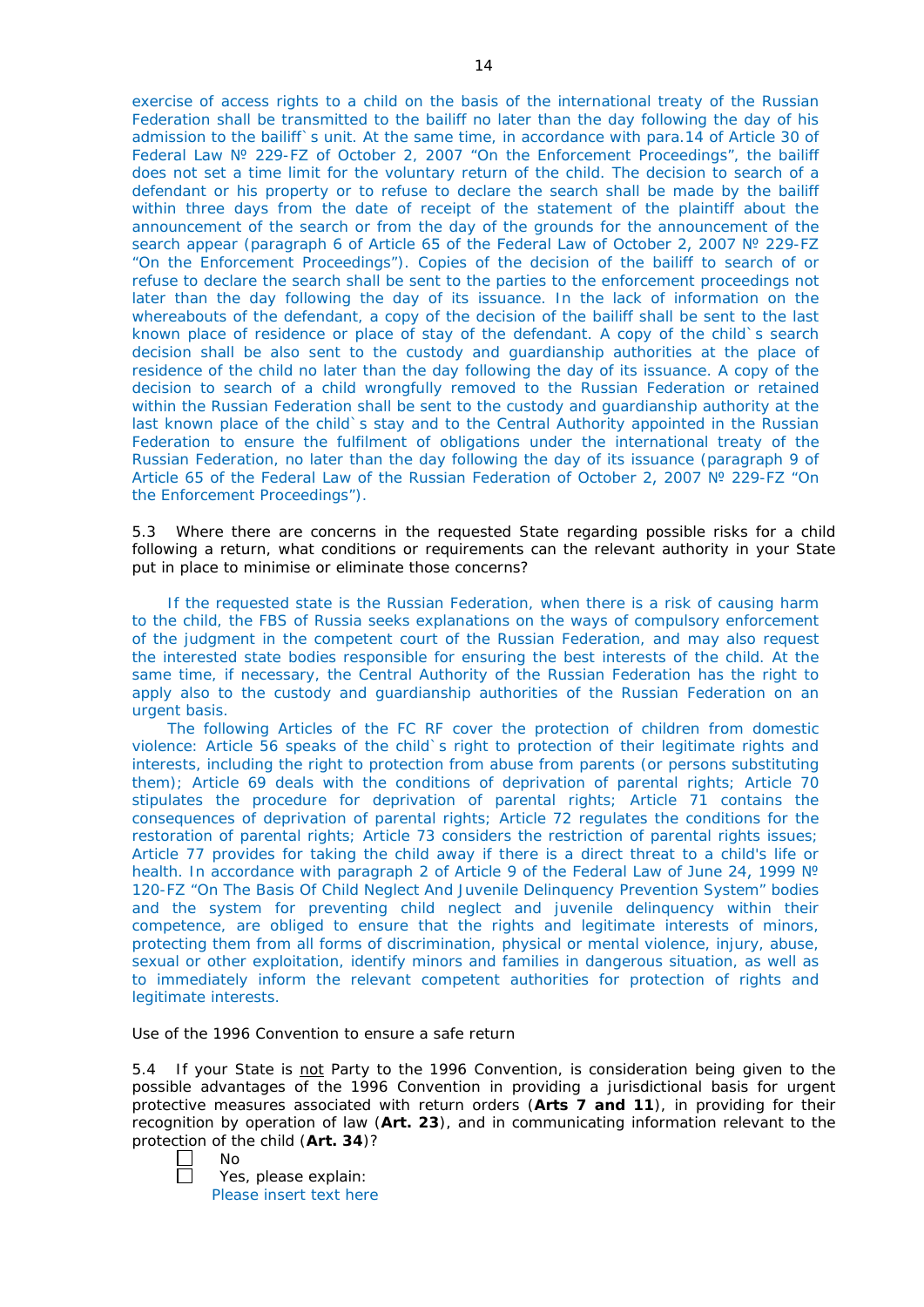exercise of access rights to a child on the basis of the international treaty of the Russian Federation shall be transmitted to the bailiff no later than the day following the day of his admission to the bailiff`s unit. At the same time, in accordance with para.14 of Article 30 of Federal Law № 229-FZ of October 2, 2007 "On the Enforcement Proceedings", the bailiff does not set a time limit for the voluntary return of the child. The decision to search of a defendant or his property or to refuse to declare the search shall be made by the bailiff within three days from the date of receipt of the statement of the plaintiff about the announcement of the search or from the day of the grounds for the announcement of the search appear (paragraph 6 of Article 65 of the Federal Law of October 2, 2007 № 229-FZ "On the Enforcement Proceedings"). Copies of the decision of the bailiff to search of or refuse to declare the search shall be sent to the parties to the enforcement proceedings not later than the day following the day of its issuance. In the lack of information on the whereabouts of the defendant, a copy of the decision of the bailiff shall be sent to the last known place of residence or place of stay of the defendant. A copy of the child`s search decision shall be also sent to the custody and guardianship authorities at the place of residence of the child no later than the day following the day of its issuance. A copy of the decision to search of a child wrongfully removed to the Russian Federation or retained within the Russian Federation shall be sent to the custody and guardianship authority at the last known place of the child`s stay and to the Central Authority appointed in the Russian Federation to ensure the fulfilment of obligations under the international treaty of the Russian Federation, no later than the day following the day of its issuance (paragraph 9 of Article 65 of the Federal Law of the Russian Federation of October 2, 2007 № 229-FZ "On the Enforcement Proceedings").

5.3 Where there are concerns in the requested State regarding possible risks for a child following a return, what conditions or requirements can the relevant authority in your State put in place to minimise or eliminate those concerns?

If the requested state is the Russian Federation, when there is a risk of causing harm to the child, the FBS of Russia seeks explanations on the ways of compulsory enforcement of the judgment in the competent court of the Russian Federation, and may also request the interested state bodies responsible for ensuring the best interests of the child. At the same time, if necessary, the Central Authority of the Russian Federation has the right to apply also to the custody and guardianship authorities of the Russian Federation on an urgent basis.

The following Articles of the FC RF cover the protection of children from domestic violence: Article 56 speaks of the child`s right to protection of their legitimate rights and interests, including the right to protection from abuse from parents (or persons substituting them); Article 69 deals with the conditions of deprivation of parental rights; Article 70 stipulates the procedure for deprivation of parental rights; Article 71 contains the consequences of deprivation of parental rights; Article 72 regulates the conditions for the restoration of parental rights; Article 73 considers the restriction of parental rights issues; Article 77 provides for taking the child away if there is a direct threat to a child's life or health. In accordance with paragraph 2 of Article 9 of the Federal Law of June 24, 1999 № 120-FZ "On The Basis Of Child Neglect And Juvenile Delinquency Prevention System" bodies and the system for preventing child neglect and juvenile delinquency within their competence, are obliged to ensure that the rights and legitimate interests of minors, protecting them from all forms of discrimination, physical or mental violence, injury, abuse, sexual or other exploitation, identify minors and families in dangerous situation, as well as to immediately inform the relevant competent authorities for protection of rights and legitimate interests.

Use of the 1996 Convention to ensure a safe return

5.4 If your State is not Party to the 1996 Convention, is consideration being given to the possible advantages of the 1996 Convention in providing a jurisdictional basis for urgent protective measures associated with return orders (**Arts 7 and 11**), in providing for their recognition by operation of law (**Art. 23**), and in communicating information relevant to the protection of the child (**Art. 34**)?

☐ No
☐ Yes, please explain:
Please insert text here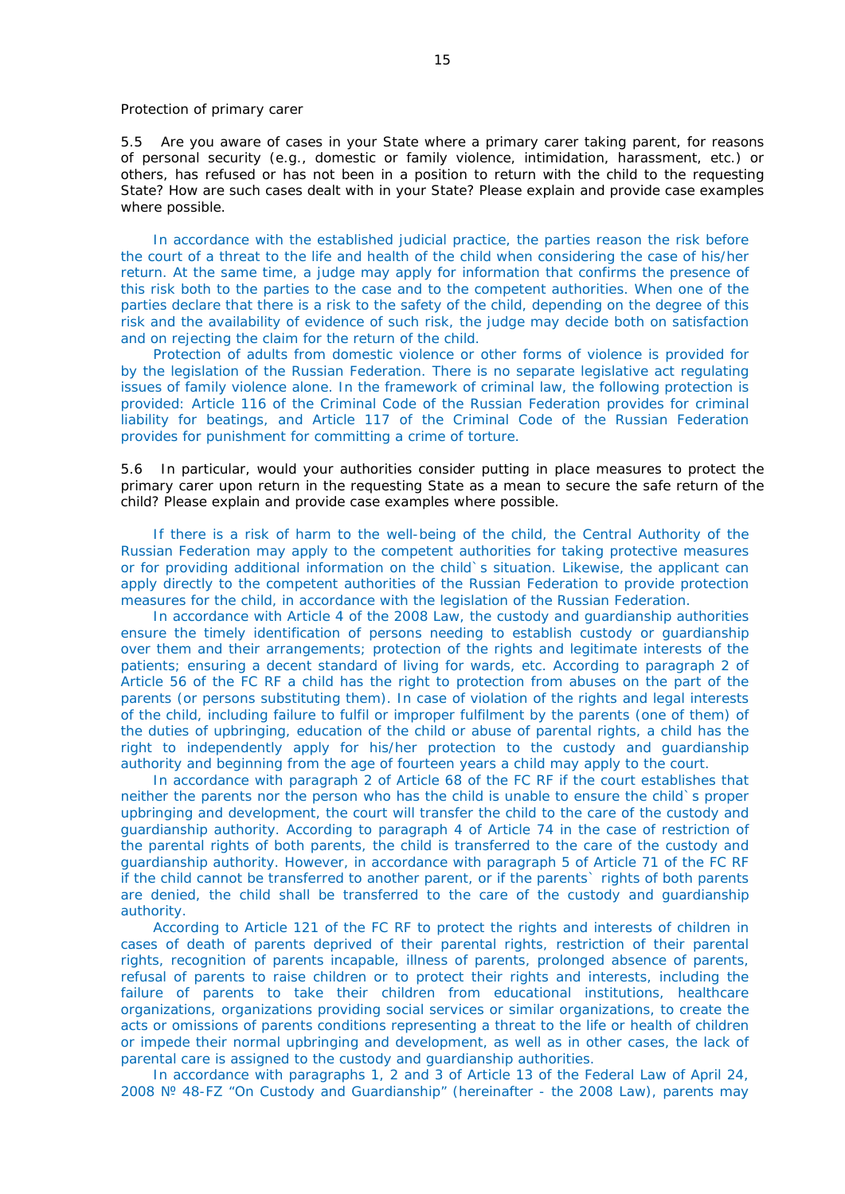*Protection of primary carer*

5.5 Are you aware of cases in your State where a primary carer taking parent, for reasons of personal security (e.g., domestic or family violence, intimidation, harassment, etc.) or others, has refused or has not been in a position to return with the child to the requesting State? How are such cases dealt with in your State? Please explain and provide case examples where possible.

In accordance with the established judicial practice, the parties reason the risk before the court of a threat to the life and health of the child when considering the case of his/her return. At the same time, a judge may apply for information that confirms the presence of this risk both to the parties to the case and to the competent authorities. When one of the parties declare that there is a risk to the safety of the child, depending on the degree of this risk and the availability of evidence of such risk, the judge may decide both on satisfaction and on rejecting the claim for the return of the child.

Protection of adults from domestic violence or other forms of violence is provided for by the legislation of the Russian Federation. There is no separate legislative act regulating issues of family violence alone. In the framework of criminal law, the following protection is provided: Article 116 of the Criminal Code of the Russian Federation provides for criminal liability for beatings, and Article 117 of the Criminal Code of the Russian Federation provides for punishment for committing a crime of torture.

5.6 In particular, would your authorities consider putting in place measures to protect the primary carer upon return in the requesting State as a mean to secure the safe return of the child? Please explain and provide case examples where possible.

If there is a risk of harm to the well-being of the child, the Central Authority of the Russian Federation may apply to the competent authorities for taking protective measures or for providing additional information on the child`s situation. Likewise, the applicant can apply directly to the competent authorities of the Russian Federation to provide protection measures for the child, in accordance with the legislation of the Russian Federation.

In accordance with Article 4 of the 2008 Law, the custody and guardianship authorities ensure the timely identification of persons needing to establish custody or guardianship over them and their arrangements; protection of the rights and legitimate interests of the patients; ensuring a decent standard of living for wards, etc. According to paragraph 2 of Article 56 of the FC RF a child has the right to protection from abuses on the part of the parents (or persons substituting them). In case of violation of the rights and legal interests of the child, including failure to fulfil or improper fulfilment by the parents (one of them) of the duties of upbringing, education of the child or abuse of parental rights, a child has the right to independently apply for his/her protection to the custody and guardianship authority and beginning from the age of fourteen years a child may apply to the court.

In accordance with paragraph 2 of Article 68 of the FC RF if the court establishes that neither the parents nor the person who has the child is unable to ensure the child`s proper upbringing and development, the court will transfer the child to the care of the custody and guardianship authority. According to paragraph 4 of Article 74 in the case of restriction of the parental rights of both parents, the child is transferred to the care of the custody and guardianship authority. However, in accordance with paragraph 5 of Article 71 of the FC RF if the child cannot be transferred to another parent, or if the parents` rights of both parents are denied, the child shall be transferred to the care of the custody and guardianship authority.

According to Article 121 of the FC RF to protect the rights and interests of children in cases of death of parents deprived of their parental rights, restriction of their parental rights, recognition of parents incapable, illness of parents, prolonged absence of parents, refusal of parents to raise children or to protect their rights and interests, including the failure of parents to take their children from educational institutions, healthcare organizations, organizations providing social services or similar organizations, to create the acts or omissions of parents conditions representing a threat to the life or health of children or impede their normal upbringing and development, as well as in other cases, the lack of parental care is assigned to the custody and guardianship authorities.

In accordance with paragraphs 1, 2 and 3 of Article 13 of the Federal Law of April 24, 2008 № 48-FZ "On Custody and Guardianship" (hereinafter - the 2008 Law), parents may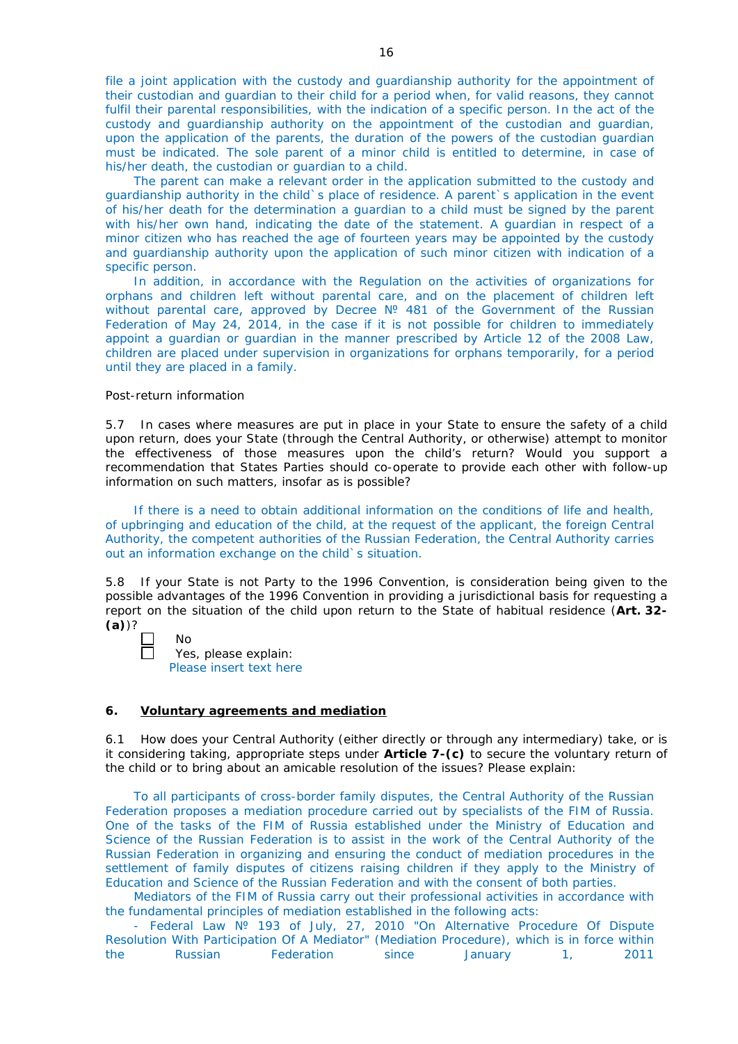file a joint application with the custody and guardianship authority for the appointment of their custodian and guardian to their child for a period when, for valid reasons, they cannot fulfil their parental responsibilities, with the indication of a specific person. In the act of the custody and guardianship authority on the appointment of the custodian and guardian, upon the application of the parents, the duration of the powers of the custodian guardian must be indicated. The sole parent of a minor child is entitled to determine, in case of his/her death, the custodian or guardian to a child.

The parent can make a relevant order in the application submitted to the custody and guardianship authority in the child`s place of residence. A parent`s application in the event of his/her death for the determination a guardian to a child must be signed by the parent with his/her own hand, indicating the date of the statement. A guardian in respect of a minor citizen who has reached the age of fourteen years may be appointed by the custody and guardianship authority upon the application of such minor citizen with indication of a specific person.

In addition, in accordance with the Regulation on the activities of organizations for orphans and children left without parental care, and on the placement of children left without parental care, approved by Decree № 481 of the Government of the Russian Federation of May 24, 2014, in the case if it is not possible for children to immediately appoint a guardian or guardian in the manner prescribed by Article 12 of the 2008 Law, children are placed under supervision in organizations for orphans temporarily, for a period until they are placed in a family.

Post-return information

5.7 In cases where measures are put in place in your State to ensure the safety of a child upon return, does your State (through the Central Authority, or otherwise) attempt to monitor the effectiveness of those measures upon the child's return? Would you support a recommendation that States Parties should co-operate to provide each other with follow-up information on such matters, insofar as is possible?

If there is a need to obtain additional information on the conditions of life and health, of upbringing and education of the child, at the request of the applicant, the foreign Central Authority, the competent authorities of the Russian Federation, the Central Authority carries out an information exchange on the child`s situation.

5.8 If your State is not Party to the 1996 Convention, is consideration being given to the possible advantages of the 1996 Convention in providing a jurisdictional basis for requesting a report on the situation of the child upon return to the State of habitual residence (**Art. 32-(a)**)?

- [ ] No
- [ ] Yes, please explain:
  Please insert text here

## 6. Voluntary agreements and mediation

6.1 How does your Central Authority (either directly or through any intermediary) take, or is it considering taking, appropriate steps under **Article 7-(c)** to secure the voluntary return of the child or to bring about an amicable resolution of the issues? Please explain:

To all participants of cross-border family disputes, the Central Authority of the Russian Federation proposes a mediation procedure carried out by specialists of the FIM of Russia. One of the tasks of the FIM of Russia established under the Ministry of Education and Science of the Russian Federation is to assist in the work of the Central Authority of the Russian Federation in organizing and ensuring the conduct of mediation procedures in the settlement of family disputes of citizens raising children if they apply to the Ministry of Education and Science of the Russian Federation and with the consent of both parties.

Mediators of the FIM of Russia carry out their professional activities in accordance with the fundamental principles of mediation established in the following acts:

- Federal Law № 193 of July, 27, 2010 "On Alternative Procedure Of Dispute Resolution With Participation Of A Mediator" (Mediation Procedure), which is in force within the Russian Federation since January 1, 2011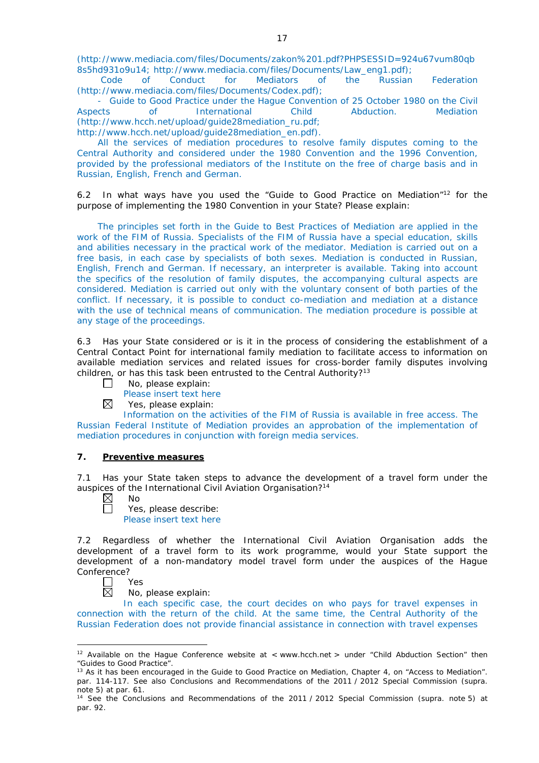(http://www.mediacia.com/files/Documents/zakon%201.pdf?PHPSESSID=924u67vum80qb8s5hd931o9u14; http://www.mediacia.com/files/Documents/Law_eng1.pdf);

Code of Conduct for Mediators of the Russian Federation (http://www.mediacia.com/files/Documents/Codex.pdf);

- Guide to Good Practice under the Hague Convention of 25 October 1980 on the Civil Aspects of International Child Abduction. Mediation (http://www.hcch.net/upload/guide28mediation_ru.pdf; http://www.hcch.net/upload/guide28mediation_en.pdf).

All the services of mediation procedures to resolve family disputes coming to the Central Authority and considered under the 1980 Convention and the 1996 Convention, provided by the professional mediators of the Institute on the free of charge basis and in Russian, English, French and German.

6.2 In what ways have you used the "Guide to Good Practice on Mediation"[12] for the purpose of implementing the 1980 Convention in your State? Please explain:

The principles set forth in the Guide to Best Practices of Mediation are applied in the work of the FIM of Russia. Specialists of the FIM of Russia have a special education, skills and abilities necessary in the practical work of the mediator. Mediation is carried out on a free basis, in each case by specialists of both sexes. Mediation is conducted in Russian, English, French and German. If necessary, an interpreter is available. Taking into account the specifics of the resolution of family disputes, the accompanying cultural aspects are considered. Mediation is carried out only with the voluntary consent of both parties of the conflict. If necessary, it is possible to conduct co-mediation and mediation at a distance with the use of technical means of communication. The mediation procedure is possible at any stage of the proceedings.

6.3 Has your State considered or is it in the process of considering the establishment of a Central Contact Point for international family mediation to facilitate access to information on available mediation services and related issues for cross-border family disputes involving children, or has this task been entrusted to the Central Authority?[13]

☐ No, please explain:
Please insert text here

☒ Yes, please explain:
Information on the activities of the FIM of Russia is available in free access. The Russian Federal Institute of Mediation provides an approbation of the implementation of mediation procedures in conjunction with foreign media services.

## 7. Preventive measures

7.1 Has your State taken steps to advance the development of a travel form under the auspices of the International Civil Aviation Organisation?[14]

☒ No

☐ Yes, please describe:
Please insert text here

7.2 Regardless of whether the International Civil Aviation Organisation adds the development of a travel form to its work programme, would your State support the development of a non-mandatory model travel form under the auspices of the Hague Conference?

☐ Yes

☒ No, please explain:
In each specific case, the court decides on who pays for travel expenses in connection with the return of the child. At the same time, the Central Authority of the Russian Federation does not provide financial assistance in connection with travel expenses

---

[12] Available on the Hague Conference website at < www.hcch.net > under "Child Abduction Section" then "Guides to Good Practice".

[13] As it has been encouraged in the Guide to Good Practice on Mediation, Chapter 4, on "Access to Mediation". par. 114-117. See also Conclusions and Recommendations of the 2011 / 2012 Special Commission (supra. note 5) at par. 61.

[14] See the Conclusions and Recommendations of the 2011 / 2012 Special Commission (supra. note 5) at par. 92.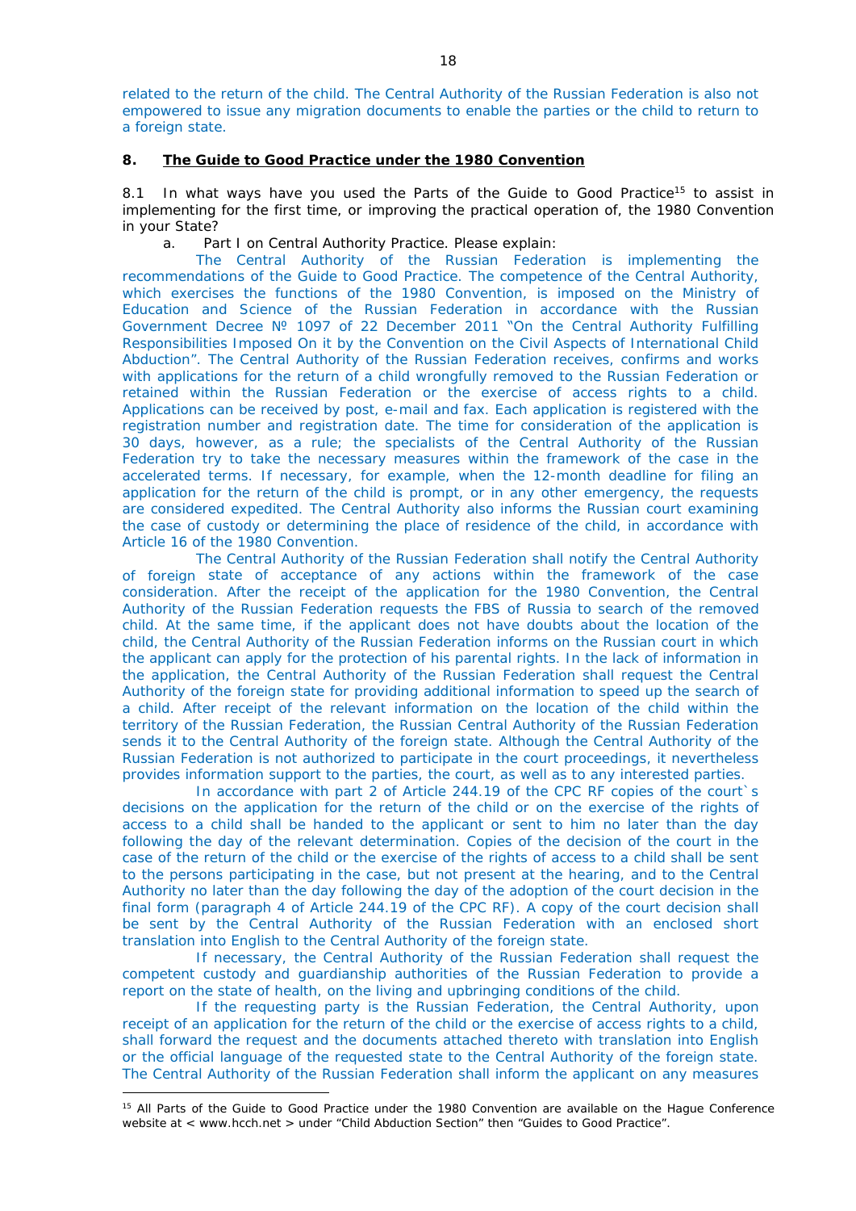related to the return of the child. The Central Authority of the Russian Federation is also not empowered to issue any migration documents to enable the parties or the child to return to a foreign state.

## 8. **The Guide to Good Practice under the 1980 Convention**

8.1 In what ways have you used the Parts of the Guide to Good Practice[15] to assist in implementing for the first time, or improving the practical operation of, the 1980 Convention in your State?

a. Part I on Central Authority Practice. Please explain:

The Central Authority of the Russian Federation is implementing the recommendations of the Guide to Good Practice. The competence of the Central Authority, which exercises the functions of the 1980 Convention, is imposed on the Ministry of Education and Science of the Russian Federation in accordance with the Russian Government Decree № 1097 of 22 December 2011 "On the Central Authority Fulfilling Responsibilities Imposed On it by the Convention on the Civil Aspects of International Child Abduction". The Central Authority of the Russian Federation receives, confirms and works with applications for the return of a child wrongfully removed to the Russian Federation or retained within the Russian Federation or the exercise of access rights to a child. Applications can be received by post, e-mail and fax. Each application is registered with the registration number and registration date. The time for consideration of the application is 30 days, however, as a rule; the specialists of the Central Authority of the Russian Federation try to take the necessary measures within the framework of the case in the accelerated terms. If necessary, for example, when the 12-month deadline for filing an application for the return of the child is prompt, or in any other emergency, the requests are considered expedited. The Central Authority also informs the Russian court examining the case of custody or determining the place of residence of the child, in accordance with Article 16 of the 1980 Convention.

The Central Authority of the Russian Federation shall notify the Central Authority of foreign state of acceptance of any actions within the framework of the case consideration. After the receipt of the application for the 1980 Convention, the Central Authority of the Russian Federation requests the FBS of Russia to search of the removed child. At the same time, if the applicant does not have doubts about the location of the child, the Central Authority of the Russian Federation informs on the Russian court in which the applicant can apply for the protection of his parental rights. In the lack of information in the application, the Central Authority of the Russian Federation shall request the Central Authority of the foreign state for providing additional information to speed up the search of a child. After receipt of the relevant information on the location of the child within the territory of the Russian Federation, the Russian Central Authority of the Russian Federation sends it to the Central Authority of the foreign state. Although the Central Authority of the Russian Federation is not authorized to participate in the court proceedings, it nevertheless provides information support to the parties, the court, as well as to any interested parties.

In accordance with part 2 of Article 244.19 of the CPC RF copies of the court`s decisions on the application for the return of the child or on the exercise of the rights of access to a child shall be handed to the applicant or sent to him no later than the day following the day of the relevant determination. Copies of the decision of the court in the case of the return of the child or the exercise of the rights of access to a child shall be sent to the persons participating in the case, but not present at the hearing, and to the Central Authority no later than the day following the day of the adoption of the court decision in the final form (paragraph 4 of Article 244.19 of the CPC RF). A copy of the court decision shall be sent by the Central Authority of the Russian Federation with an enclosed short translation into English to the Central Authority of the foreign state.

If necessary, the Central Authority of the Russian Federation shall request the competent custody and guardianship authorities of the Russian Federation to provide a report on the state of health, on the living and upbringing conditions of the child.

If the requesting party is the Russian Federation, the Central Authority, upon receipt of an application for the return of the child or the exercise of access rights to a child, shall forward the request and the documents attached thereto with translation into English or the official language of the requested state to the Central Authority of the foreign state. The Central Authority of the Russian Federation shall inform the applicant on any measures

[15] All Parts of the Guide to Good Practice under the 1980 Convention are available on the Hague Conference website at < www.hcch.net > under "Child Abduction Section" then "Guides to Good Practice".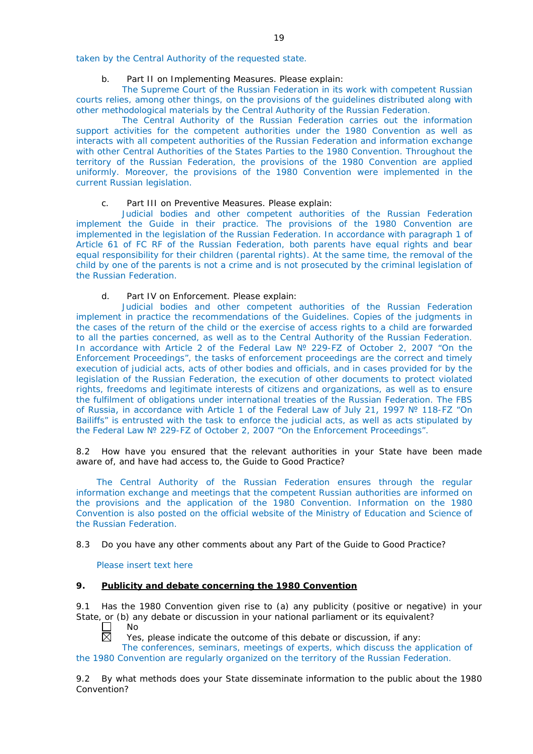taken by the Central Authority of the requested state.

b. Part II on Implementing Measures. Please explain:

The Supreme Court of the Russian Federation in its work with competent Russian courts relies, among other things, on the provisions of the guidelines distributed along with other methodological materials by the Central Authority of the Russian Federation.

The Central Authority of the Russian Federation carries out the information support activities for the competent authorities under the 1980 Convention as well as interacts with all competent authorities of the Russian Federation and information exchange with other Central Authorities of the States Parties to the 1980 Convention. Throughout the territory of the Russian Federation, the provisions of the 1980 Convention are applied uniformly. Moreover, the provisions of the 1980 Convention were implemented in the current Russian legislation.

c. Part III on Preventive Measures. Please explain:

Judicial bodies and other competent authorities of the Russian Federation implement the Guide in their practice. The provisions of the 1980 Convention are implemented in the legislation of the Russian Federation. In accordance with paragraph 1 of Article 61 of FC RF of the Russian Federation, both parents have equal rights and bear equal responsibility for their children (parental rights). At the same time, the removal of the child by one of the parents is not a crime and is not prosecuted by the criminal legislation of the Russian Federation.

d. Part IV on Enforcement. Please explain:

Judicial bodies and other competent authorities of the Russian Federation implement in practice the recommendations of the Guidelines. Copies of the judgments in the cases of the return of the child or the exercise of access rights to a child are forwarded to all the parties concerned, as well as to the Central Authority of the Russian Federation. In accordance with Article 2 of the Federal Law № 229-FZ of October 2, 2007 "On the Enforcement Proceedings", the tasks of enforcement proceedings are the correct and timely execution of judicial acts, acts of other bodies and officials, and in cases provided for by the legislation of the Russian Federation, the execution of other documents to protect violated rights, freedoms and legitimate interests of citizens and organizations, as well as to ensure the fulfilment of obligations under international treaties of the Russian Federation. The FBS of Russia, in accordance with Article 1 of the Federal Law of July 21, 1997 № 118-FZ "On Bailiffs" is entrusted with the task to enforce the judicial acts, as well as acts stipulated by the Federal Law № 229-FZ of October 2, 2007 "On the Enforcement Proceedings".

8.2 How have you ensured that the relevant authorities in your State have been made aware of, and have had access to, the Guide to Good Practice?

The Central Authority of the Russian Federation ensures through the regular information exchange and meetings that the competent Russian authorities are informed on the provisions and the application of the 1980 Convention. Information on the 1980 Convention is also posted on the official website of the Ministry of Education and Science of the Russian Federation.

8.3 Do you have any other comments about any Part of the Guide to Good Practice?

Please insert text here

## 9. Publicity and debate concerning the 1980 Convention

9.1 Has the 1980 Convention given rise to (a) any publicity (positive or negative) in your State, or (b) any debate or discussion in your national parliament or its equivalent?

☐ No

☒ Yes, please indicate the outcome of this debate or discussion, if any:

The conferences, seminars, meetings of experts, which discuss the application of the 1980 Convention are regularly organized on the territory of the Russian Federation.

9.2 By what methods does your State disseminate information to the public about the 1980 Convention?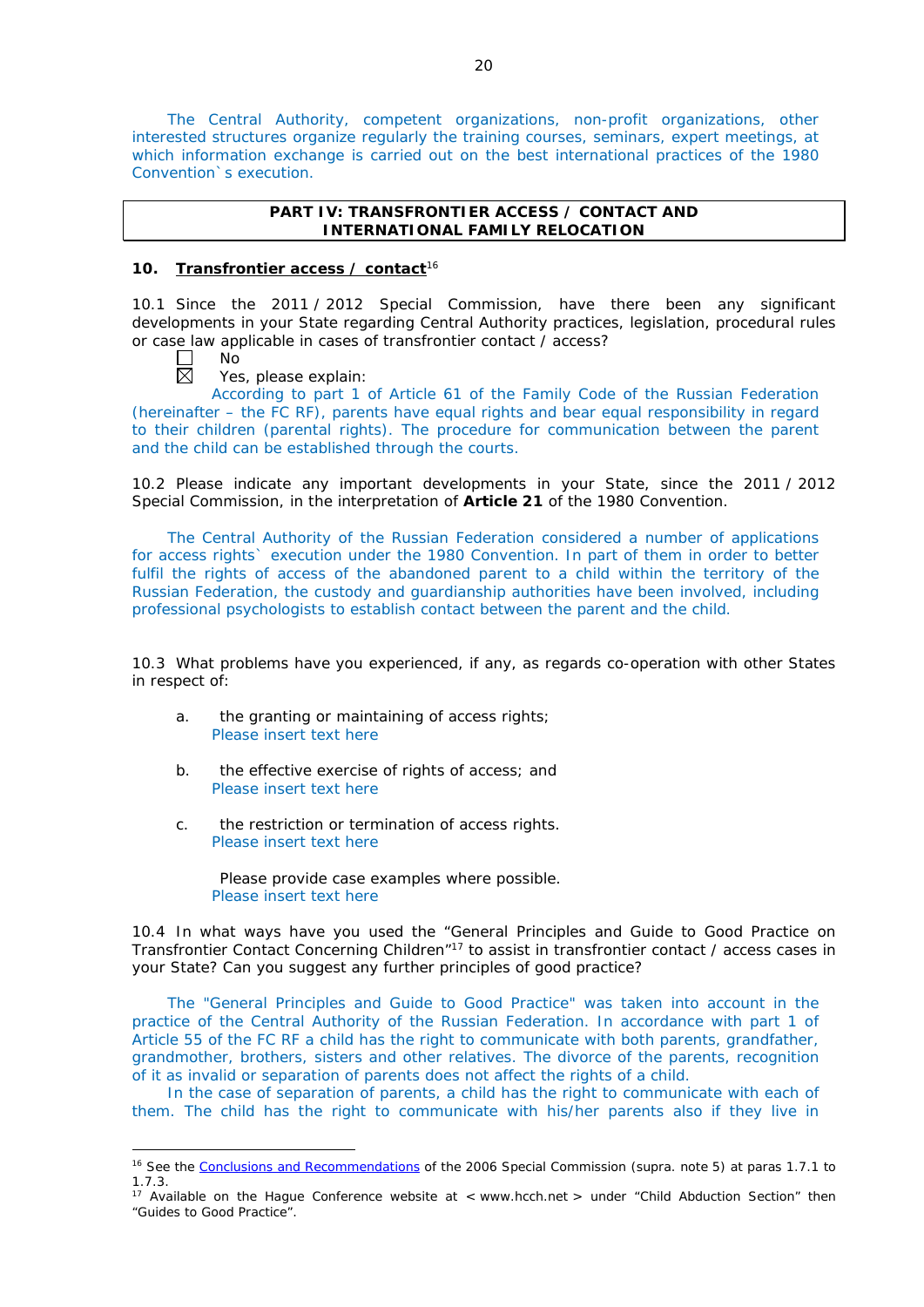The Central Authority, competent organizations, non-profit organizations, other interested structures organize regularly the training courses, seminars, expert meetings, at which information exchange is carried out on the best international practices of the 1980 Convention`s execution.

## PART IV: TRANSFRONTIER ACCESS / CONTACT AND INTERNATIONAL FAMILY RELOCATION

### 10. Transfrontier access / contact[16]

10.1 Since the 2011 / 2012 Special Commission, have there been any significant developments in your State regarding Central Authority practices, legislation, procedural rules or case law applicable in cases of transfrontier contact / access?

☐ No

☒ Yes, please explain:

According to part 1 of Article 61 of the Family Code of the Russian Federation (hereinafter – the FC RF), parents have equal rights and bear equal responsibility in regard to their children (parental rights). The procedure for communication between the parent and the child can be established through the courts.

10.2 Please indicate any important developments in your State, since the 2011 / 2012 Special Commission, in the interpretation of **Article 21** of the 1980 Convention.

The Central Authority of the Russian Federation considered a number of applications for access rights` execution under the 1980 Convention. In part of them in order to better fulfil the rights of access of the abandoned parent to a child within the territory of the Russian Federation, the custody and guardianship authorities have been involved, including professional psychologists to establish contact between the parent and the child.

10.3 What problems have you experienced, if any, as regards co-operation with other States in respect of:

a. the granting or maintaining of access rights;
Please insert text here

b. the effective exercise of rights of access; and
Please insert text here

c. the restriction or termination of access rights.
Please insert text here

Please provide case examples where possible.
Please insert text here

10.4 In what ways have you used the "General Principles and Guide to Good Practice on Transfrontier Contact Concerning Children"[17] to assist in transfrontier contact / access cases in your State? Can you suggest any further principles of good practice?

The "General Principles and Guide to Good Practice" was taken into account in the practice of the Central Authority of the Russian Federation. In accordance with part 1 of Article 55 of the FC RF a child has the right to communicate with both parents, grandfather, grandmother, brothers, sisters and other relatives. The divorce of the parents, recognition of it as invalid or separation of parents does not affect the rights of a child.

In the case of separation of parents, a child has the right to communicate with each of them. The child has the right to communicate with his/her parents also if they live in

---

[16] See the Conclusions and Recommendations of the 2006 Special Commission (supra. note 5) at paras 1.7.1 to 1.7.3.

[17] Available on the Hague Conference website at < www.hcch.net > under "Child Abduction Section" then "Guides to Good Practice".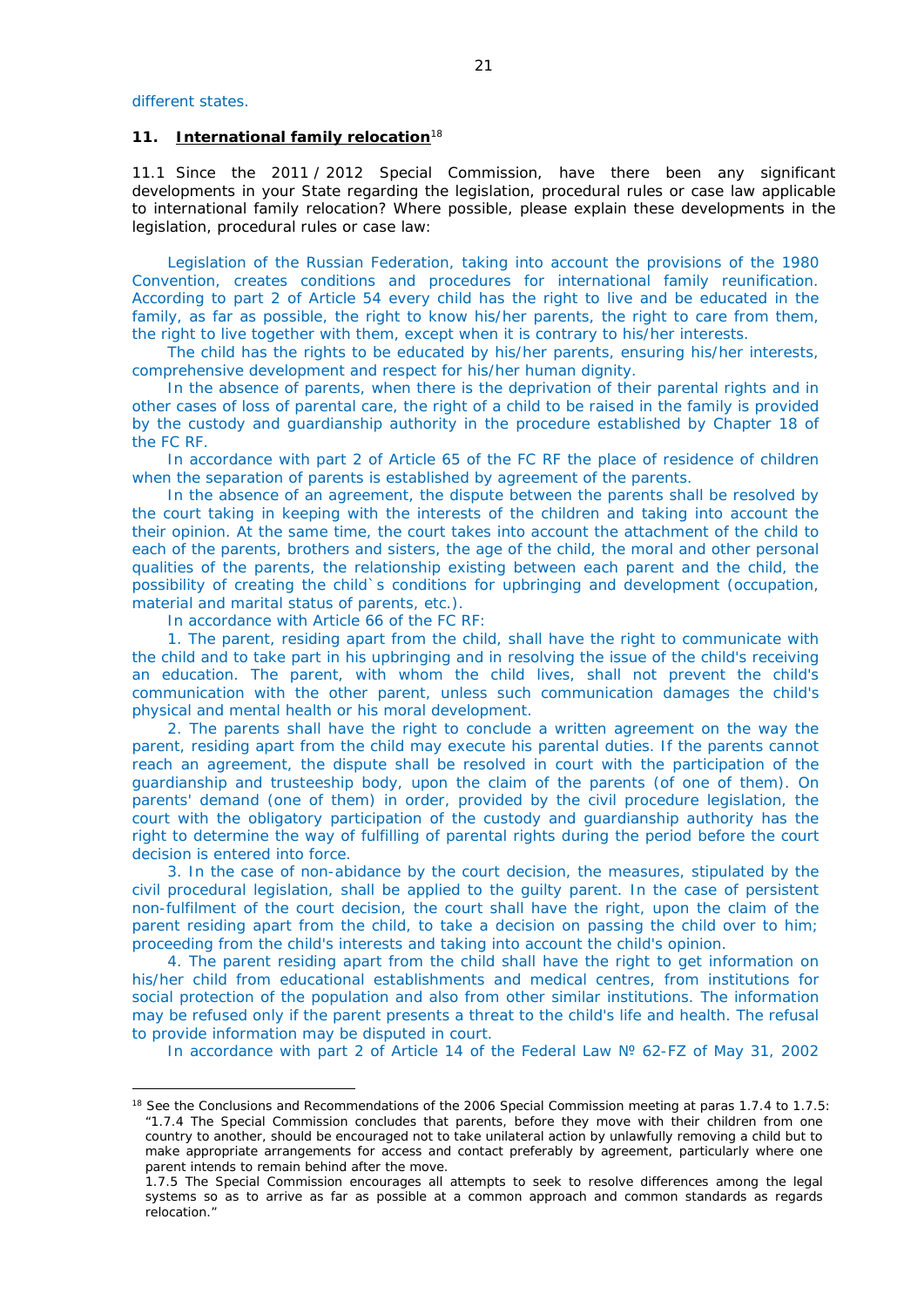different states.

## 11. International family relocation[18]

11.1 Since the 2011 / 2012 Special Commission, have there been any significant developments in your State regarding the legislation, procedural rules or case law applicable to international family relocation? Where possible, please explain these developments in the legislation, procedural rules or case law:

Legislation of the Russian Federation, taking into account the provisions of the 1980 Convention, creates conditions and procedures for international family reunification. According to part 2 of Article 54 every child has the right to live and be educated in the family, as far as possible, the right to know his/her parents, the right to care from them, the right to live together with them, except when it is contrary to his/her interests.

The child has the rights to be educated by his/her parents, ensuring his/her interests, comprehensive development and respect for his/her human dignity.

In the absence of parents, when there is the deprivation of their parental rights and in other cases of loss of parental care, the right of a child to be raised in the family is provided by the custody and guardianship authority in the procedure established by Chapter 18 of the FC RF.

In accordance with part 2 of Article 65 of the FC RF the place of residence of children when the separation of parents is established by agreement of the parents.

In the absence of an agreement, the dispute between the parents shall be resolved by the court taking in keeping with the interests of the children and taking into account the their opinion. At the same time, the court takes into account the attachment of the child to each of the parents, brothers and sisters, the age of the child, the moral and other personal qualities of the parents, the relationship existing between each parent and the child, the possibility of creating the child`s conditions for upbringing and development (occupation, material and marital status of parents, etc.).

In accordance with Article 66 of the FC RF:

1. The parent, residing apart from the child, shall have the right to communicate with the child and to take part in his upbringing and in resolving the issue of the child's receiving an education. The parent, with whom the child lives, shall not prevent the child's communication with the other parent, unless such communication damages the child's physical and mental health or his moral development.

2. The parents shall have the right to conclude a written agreement on the way the parent, residing apart from the child may execute his parental duties. If the parents cannot reach an agreement, the dispute shall be resolved in court with the participation of the guardianship and trusteeship body, upon the claim of the parents (of one of them). On parents' demand (one of them) in order, provided by the civil procedure legislation, the court with the obligatory participation of the custody and guardianship authority has the right to determine the way of fulfilling of parental rights during the period before the court decision is entered into force.

3. In the case of non-abidance by the court decision, the measures, stipulated by the civil procedural legislation, shall be applied to the guilty parent. In the case of persistent non-fulfilment of the court decision, the court shall have the right, upon the claim of the parent residing apart from the child, to take a decision on passing the child over to him; proceeding from the child's interests and taking into account the child's opinion.

4. The parent residing apart from the child shall have the right to get information on his/her child from educational establishments and medical centres, from institutions for social protection of the population and also from other similar institutions. The information may be refused only if the parent presents a threat to the child's life and health. The refusal to provide information may be disputed in court.

In accordance with part 2 of Article 14 of the Federal Law № 62-FZ of May 31, 2002

---

[18] See the Conclusions and Recommendations of the 2006 Special Commission meeting at paras 1.7.4 to 1.7.5:
"1.7.4 The Special Commission concludes that parents, before they move with their children from one country to another, should be encouraged not to take unilateral action by unlawfully removing a child but to make appropriate arrangements for access and contact preferably by agreement, particularly where one parent intends to remain behind after the move.
1.7.5 The Special Commission encourages all attempts to seek to resolve differences among the legal systems so as to arrive as far as possible at a common approach and common standards as regards relocation."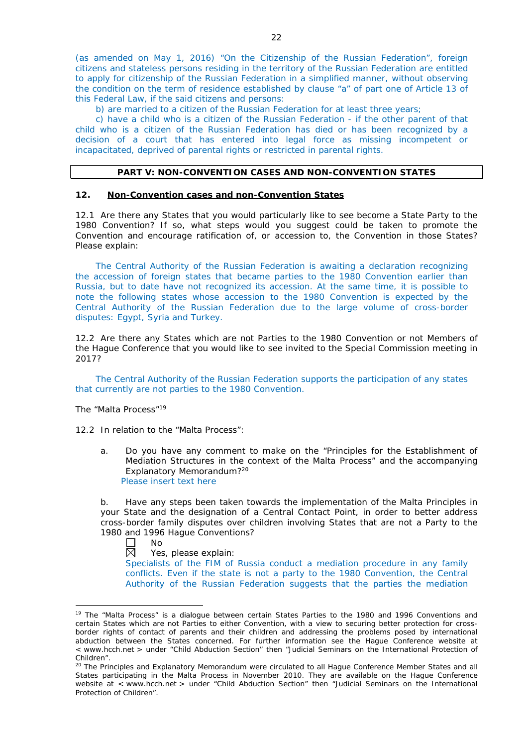(as amended on May 1, 2016) "On the Citizenship of the Russian Federation", foreign citizens and stateless persons residing in the territory of the Russian Federation are entitled to apply for citizenship of the Russian Federation in a simplified manner, without observing the condition on the term of residence established by clause "a" of part one of Article 13 of this Federal Law, if the said citizens and persons:

b) are married to a citizen of the Russian Federation for at least three years;

c) have a child who is a citizen of the Russian Federation - if the other parent of that child who is a citizen of the Russian Federation has died or has been recognized by a decision of a court that has entered into legal force as missing incompetent or incapacitated, deprived of parental rights or restricted in parental rights.

## PART V: NON-CONVENTION CASES AND NON-CONVENTION STATES

### 12. Non-Convention cases and non-Convention States

12.1 Are there any States that you would particularly like to see become a State Party to the 1980 Convention? If so, what steps would you suggest could be taken to promote the Convention and encourage ratification of, or accession to, the Convention in those States? Please explain:

The Central Authority of the Russian Federation is awaiting a declaration recognizing the accession of foreign states that became parties to the 1980 Convention earlier than Russia, but to date have not recognized its accession. At the same time, it is possible to note the following states whose accession to the 1980 Convention is expected by the Central Authority of the Russian Federation due to the large volume of cross-border disputes: Egypt, Syria and Turkey.

12.2 Are there any States which are not Parties to the 1980 Convention or not Members of the Hague Conference that you would like to see invited to the Special Commission meeting in 2017?

The Central Authority of the Russian Federation supports the participation of any states that currently are not parties to the 1980 Convention.

The "Malta Process"[19]

12.2 In relation to the "Malta Process":

a. Do you have any comment to make on the "Principles for the Establishment of Mediation Structures in the context of the Malta Process" and the accompanying Explanatory Memorandum?[20]
Please insert text here

b. Have any steps been taken towards the implementation of the Malta Principles in your State and the designation of a Central Contact Point, in order to better address cross-border family disputes over children involving States that are not a Party to the 1980 and 1996 Hague Conventions?

☐ No
☒ Yes, please explain:
Specialists of the FIM of Russia conduct a mediation procedure in any family conflicts. Even if the state is not a party to the 1980 Convention, the Central Authority of the Russian Federation suggests that the parties the mediation

---

[19] The "Malta Process" is a dialogue between certain States Parties to the 1980 and 1996 Conventions and certain States which are not Parties to either Convention, with a view to securing better protection for cross-border rights of contact of parents and their children and addressing the problems posed by international abduction between the States concerned. For further information see the Hague Conference website at < www.hcch.net > under "Child Abduction Section" then "Judicial Seminars on the International Protection of Children".

[20] The Principles and Explanatory Memorandum were circulated to all Hague Conference Member States and all States participating in the Malta Process in November 2010. They are available on the Hague Conference website at < www.hcch.net > under "Child Abduction Section" then "Judicial Seminars on the International Protection of Children".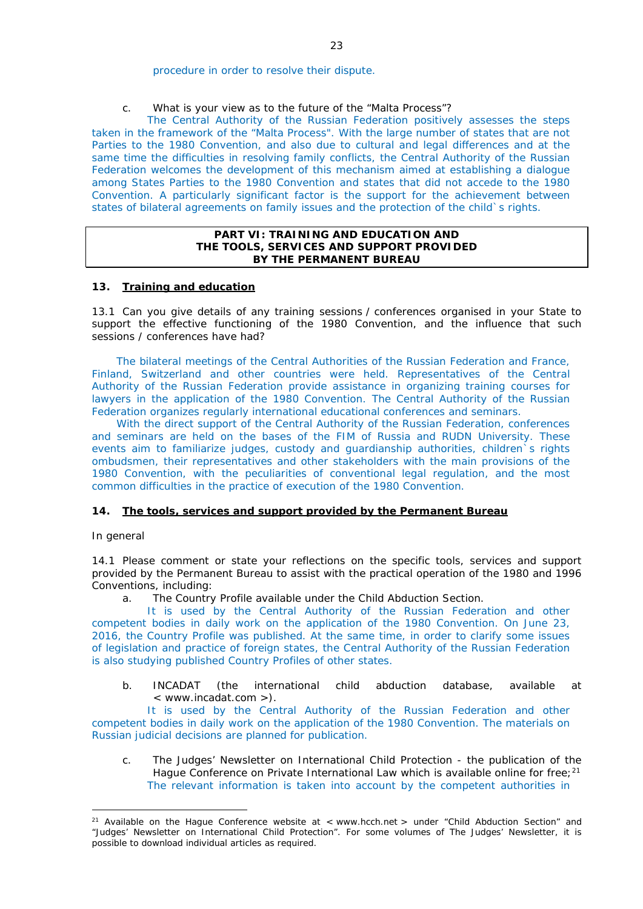procedure in order to resolve their dispute.

c. What is your view as to the future of the "Malta Process"?

The Central Authority of the Russian Federation positively assesses the steps taken in the framework of the "Malta Process". With the large number of states that are not Parties to the 1980 Convention, and also due to cultural and legal differences and at the same time the difficulties in resolving family conflicts, the Central Authority of the Russian Federation welcomes the development of this mechanism aimed at establishing a dialogue among States Parties to the 1980 Convention and states that did not accede to the 1980 Convention. A particularly significant factor is the support for the achievement between states of bilateral agreements on family issues and the protection of the child`s rights.

## PART VI: TRAINING AND EDUCATION AND THE TOOLS, SERVICES AND SUPPORT PROVIDED BY THE PERMANENT BUREAU

### 13. Training and education

13.1 Can you give details of any training sessions / conferences organised in your State to support the effective functioning of the 1980 Convention, and the influence that such sessions / conferences have had?

The bilateral meetings of the Central Authorities of the Russian Federation and France, Finland, Switzerland and other countries were held. Representatives of the Central Authority of the Russian Federation provide assistance in organizing training courses for lawyers in the application of the 1980 Convention. The Central Authority of the Russian Federation organizes regularly international educational conferences and seminars.

With the direct support of the Central Authority of the Russian Federation, conferences and seminars are held on the bases of the FIM of Russia and RUDN University. These events aim to familiarize judges, custody and guardianship authorities, children`s rights ombudsmen, their representatives and other stakeholders with the main provisions of the 1980 Convention, with the peculiarities of conventional legal regulation, and the most common difficulties in the practice of execution of the 1980 Convention.

### 14. The tools, services and support provided by the Permanent Bureau

In general

14.1 Please comment or state your reflections on the specific tools, services and support provided by the Permanent Bureau to assist with the practical operation of the 1980 and 1996 Conventions, including:

a. The Country Profile available under the Child Abduction Section.

It is used by the Central Authority of the Russian Federation and other competent bodies in daily work on the application of the 1980 Convention. On June 23, 2016, the Country Profile was published. At the same time, in order to clarify some issues of legislation and practice of foreign states, the Central Authority of the Russian Federation is also studying published Country Profiles of other states.

b. INCADAT (the international child abduction database, available at < www.incadat.com >).

It is used by the Central Authority of the Russian Federation and other competent bodies in daily work on the application of the 1980 Convention. The materials on Russian judicial decisions are planned for publication.

c. The Judges' Newsletter on International Child Protection - the publication of the Hague Conference on Private International Law which is available online for free;[21]

The relevant information is taken into account by the competent authorities in

---

[21] Available on the Hague Conference website at < www.hcch.net > under "Child Abduction Section" and "Judges' Newsletter on International Child Protection". For some volumes of The Judges' Newsletter, it is possible to download individual articles as required.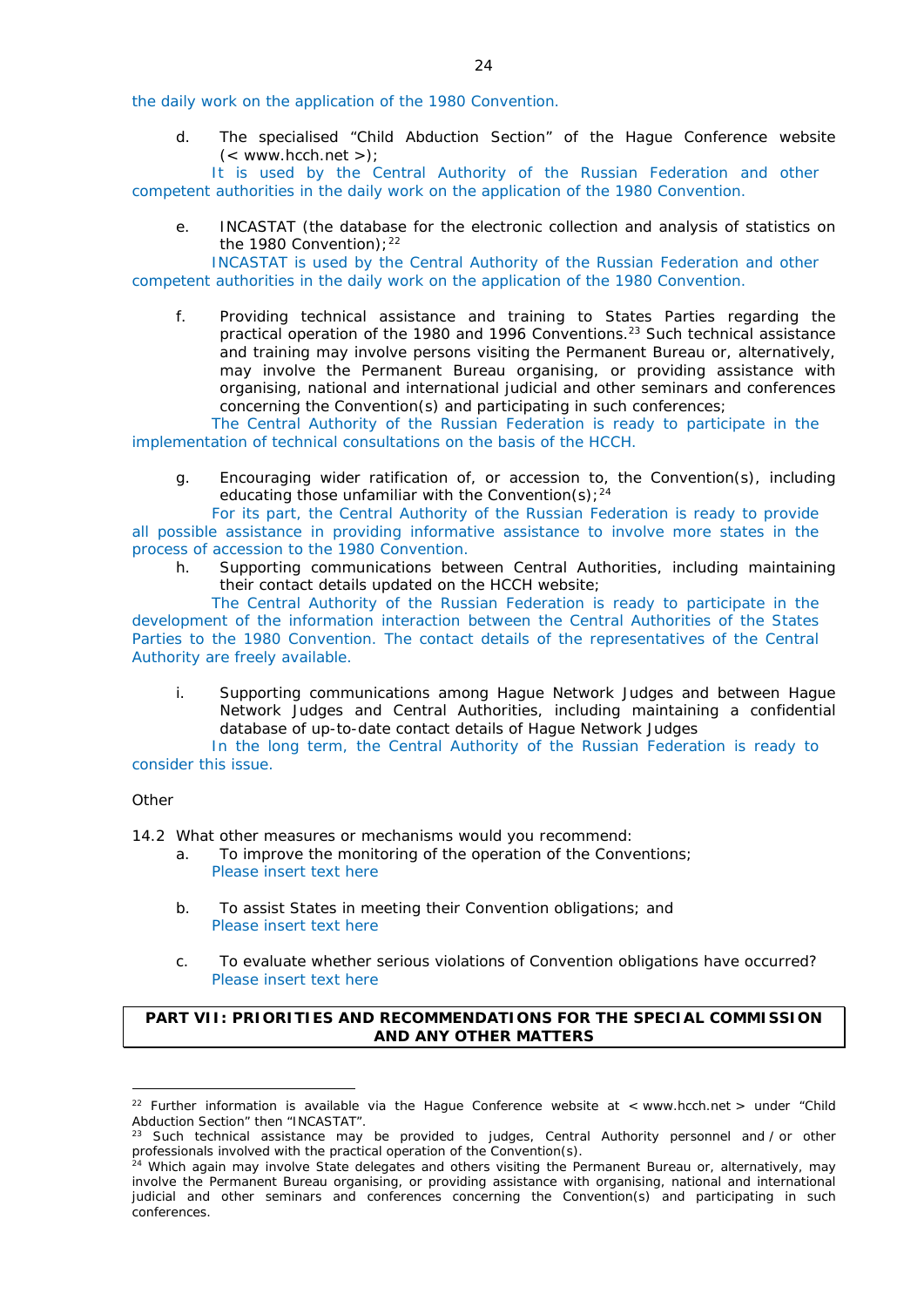the daily work on the application of the 1980 Convention.

d. The specialised "Child Abduction Section" of the Hague Conference website (< www.hcch.net >);

It is used by the Central Authority of the Russian Federation and other competent authorities in the daily work on the application of the 1980 Convention.

e. INCASTAT (the database for the electronic collection and analysis of statistics on the 1980 Convention);[22]

INCASTAT is used by the Central Authority of the Russian Federation and other competent authorities in the daily work on the application of the 1980 Convention.

f. Providing technical assistance and training to States Parties regarding the practical operation of the 1980 and 1996 Conventions.[23] Such technical assistance and training may involve persons visiting the Permanent Bureau or, alternatively, may involve the Permanent Bureau organising, or providing assistance with organising, national and international judicial and other seminars and conferences concerning the Convention(s) and participating in such conferences;

The Central Authority of the Russian Federation is ready to participate in the implementation of technical consultations on the basis of the HCCH.

g. Encouraging wider ratification of, or accession to, the Convention(s), including educating those unfamiliar with the Convention(s);[24]

For its part, the Central Authority of the Russian Federation is ready to provide all possible assistance in providing informative assistance to involve more states in the process of accession to the 1980 Convention.

h. Supporting communications between Central Authorities, including maintaining their contact details updated on the HCCH website;

The Central Authority of the Russian Federation is ready to participate in the development of the information interaction between the Central Authorities of the States Parties to the 1980 Convention. The contact details of the representatives of the Central Authority are freely available.

i. Supporting communications among Hague Network Judges and between Hague Network Judges and Central Authorities, including maintaining a confidential database of up-to-date contact details of Hague Network Judges

In the long term, the Central Authority of the Russian Federation is ready to consider this issue.

Other

14.2 What other measures or mechanisms would you recommend:

a. To improve the monitoring of the operation of the Conventions;
Please insert text here

b. To assist States in meeting their Convention obligations; and
Please insert text here

c. To evaluate whether serious violations of Convention obligations have occurred?
Please insert text here

**PART VII: PRIORITIES AND RECOMMENDATIONS FOR THE SPECIAL COMMISSION AND ANY OTHER MATTERS**

---

[22] Further information is available via the Hague Conference website at < www.hcch.net > under "Child Abduction Section" then "INCASTAT".

[23] Such technical assistance may be provided to judges, Central Authority personnel and / or other professionals involved with the practical operation of the Convention(s).

[24] Which again may involve State delegates and others visiting the Permanent Bureau or, alternatively, may involve the Permanent Bureau organising, or providing assistance with organising, national and international judicial and other seminars and conferences concerning the Convention(s) and participating in such conferences.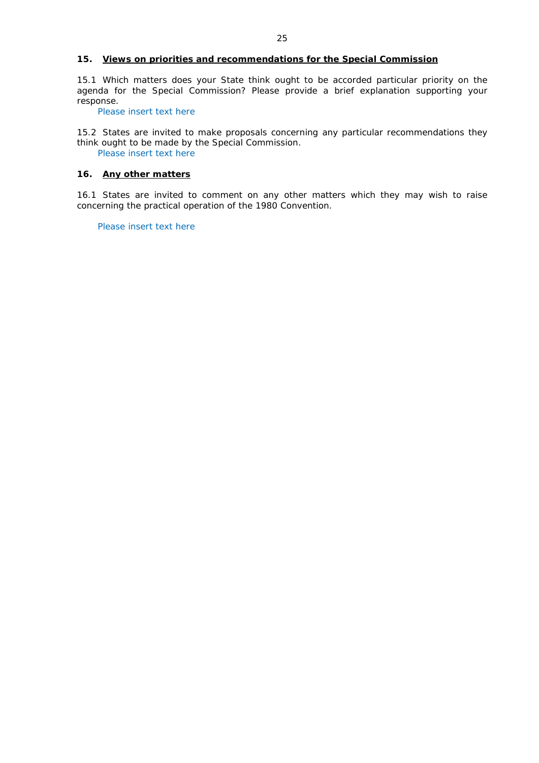## 15. Views on priorities and recommendations for the Special Commission

15.1 Which matters does your State think ought to be accorded particular priority on the agenda for the Special Commission? Please provide a brief explanation supporting your response.

Please insert text here

15.2 States are invited to make proposals concerning any particular recommendations they think ought to be made by the Special Commission.

Please insert text here

## 16. Any other matters

16.1 States are invited to comment on any other matters which they may wish to raise concerning the practical operation of the 1980 Convention.

Please insert text here